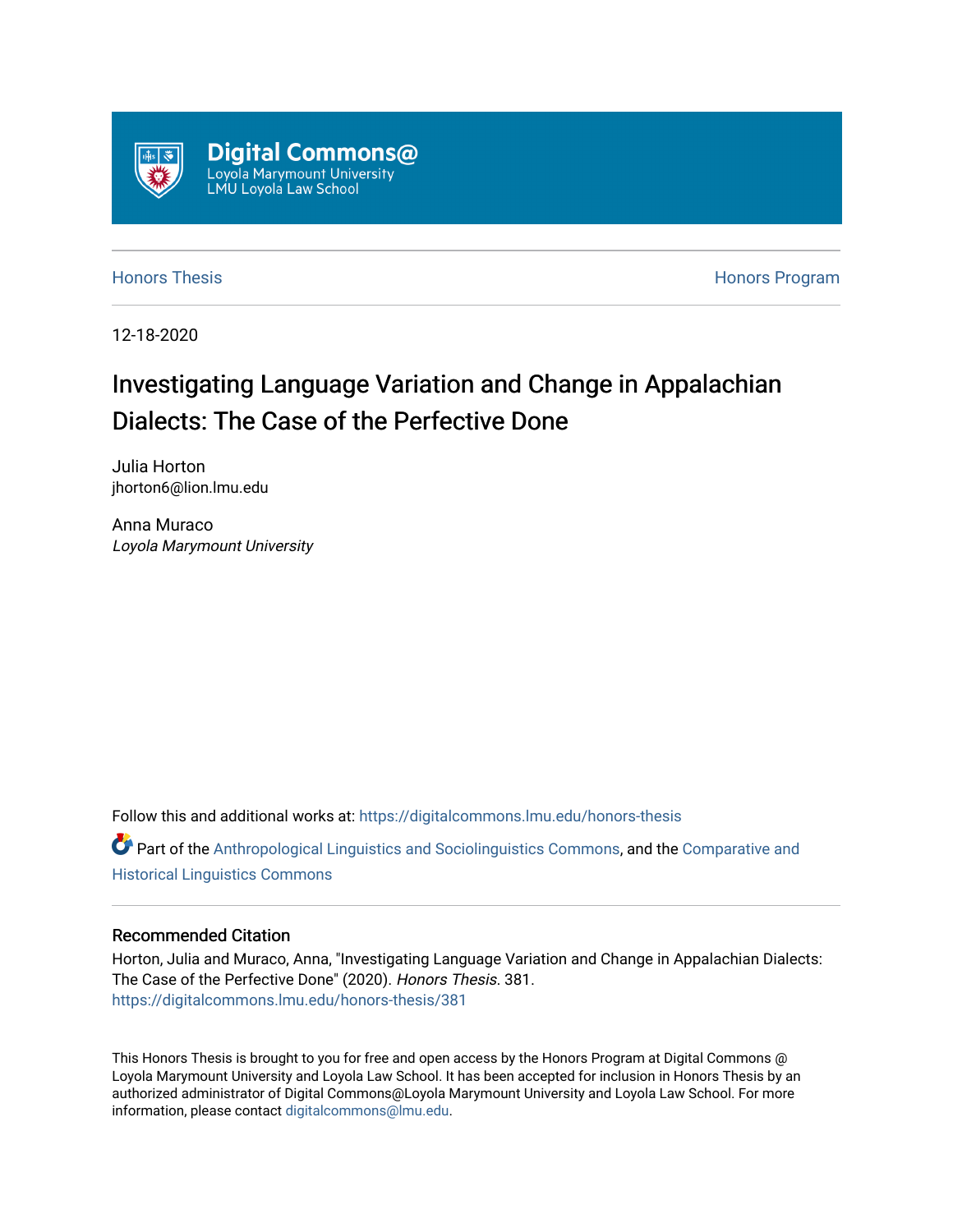Digital Commons@
Loyola Marymount University
LMU Loyola Law School

Honors Thesis | Honors Program

12-18-2020

# Investigating Language Variation and Change in Appalachian Dialects: The Case of the Perfective Done

Julia Horton
jhorton6@lion.lmu.edu

Anna Muraco
*Loyola Marymount University*

Follow this and additional works at: https://digitalcommons.lmu.edu/honors-thesis

Part of the Anthropological Linguistics and Sociolinguistics Commons, and the Comparative and Historical Linguistics Commons

## Recommended Citation

Horton, Julia and Muraco, Anna, "Investigating Language Variation and Change in Appalachian Dialects: The Case of the Perfective Done" (2020). *Honors Thesis*. 381.
https://digitalcommons.lmu.edu/honors-thesis/381

This Honors Thesis is brought to you for free and open access by the Honors Program at Digital Commons @ Loyola Marymount University and Loyola Law School. It has been accepted for inclusion in Honors Thesis by an authorized administrator of Digital Commons@Loyola Marymount University and Loyola Law School. For more information, please contact digitalcommons@lmu.edu.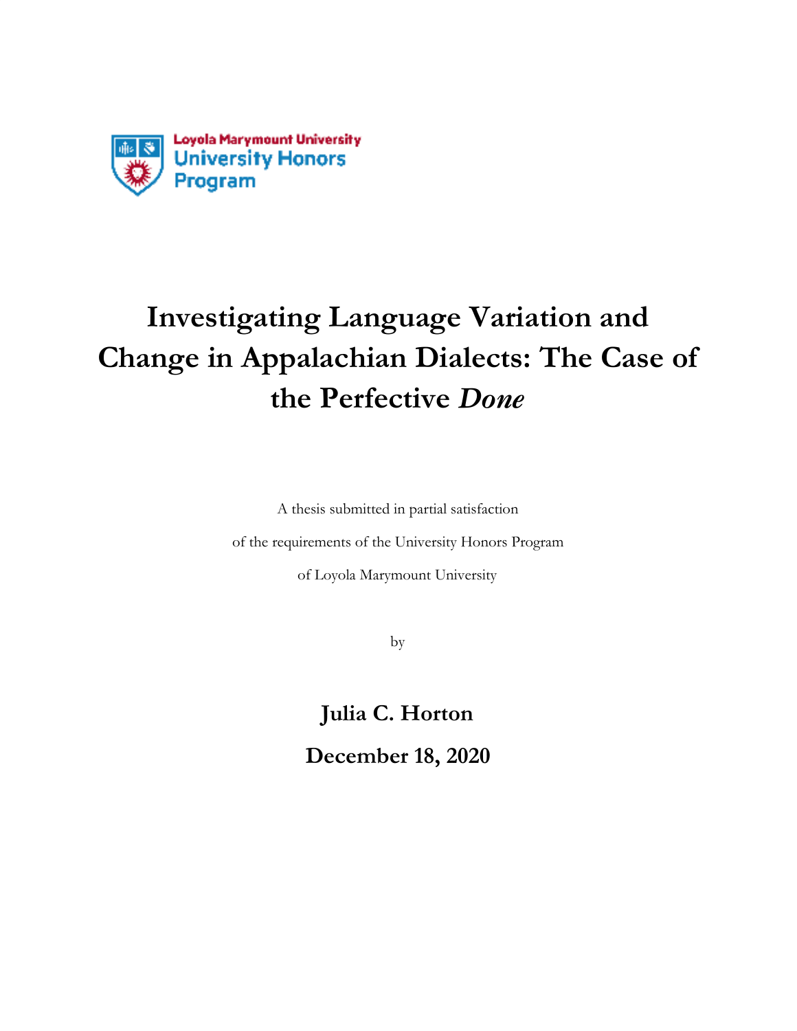Loyola Marymount University
University Honors
Program

# Investigating Language Variation and Change in Appalachian Dialects: The Case of the Perfective *Done*

A thesis submitted in partial satisfaction

of the requirements of the University Honors Program

of Loyola Marymount University

by

**Julia C. Horton**

**December 18, 2020**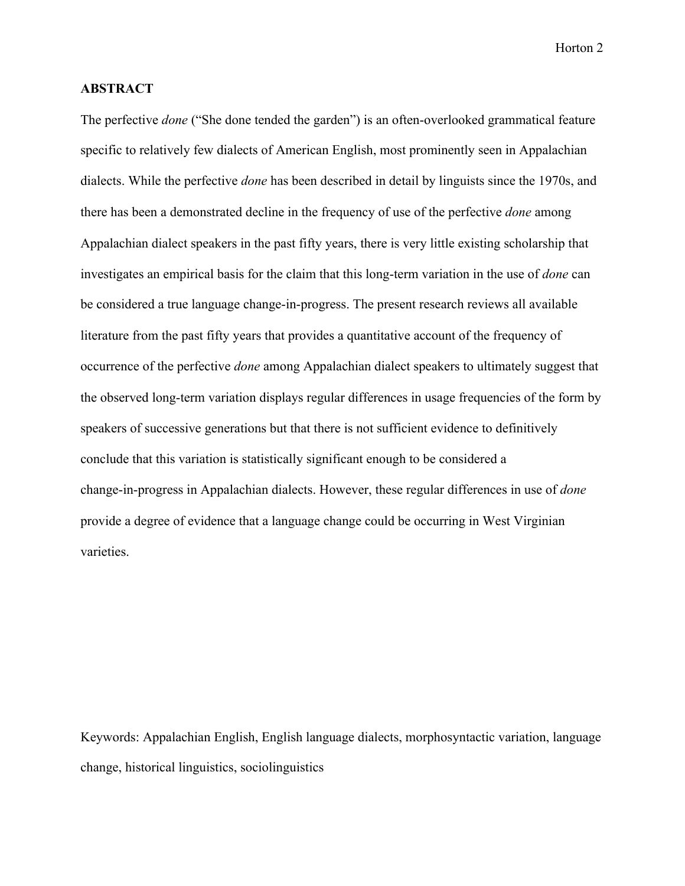**ABSTRACT**

The perfective *done* ("She done tended the garden") is an often-overlooked grammatical feature specific to relatively few dialects of American English, most prominently seen in Appalachian dialects. While the perfective *done* has been described in detail by linguists since the 1970s, and there has been a demonstrated decline in the frequency of use of the perfective *done* among Appalachian dialect speakers in the past fifty years, there is very little existing scholarship that investigates an empirical basis for the claim that this long-term variation in the use of *done* can be considered a true language change-in-progress. The present research reviews all available literature from the past fifty years that provides a quantitative account of the frequency of occurrence of the perfective *done* among Appalachian dialect speakers to ultimately suggest that the observed long-term variation displays regular differences in usage frequencies of the form by speakers of successive generations but that there is not sufficient evidence to definitively conclude that this variation is statistically significant enough to be considered a change-in-progress in Appalachian dialects. However, these regular differences in use of *done* provide a degree of evidence that a language change could be occurring in West Virginian varieties.

Keywords: Appalachian English, English language dialects, morphosyntactic variation, language change, historical linguistics, sociolinguistics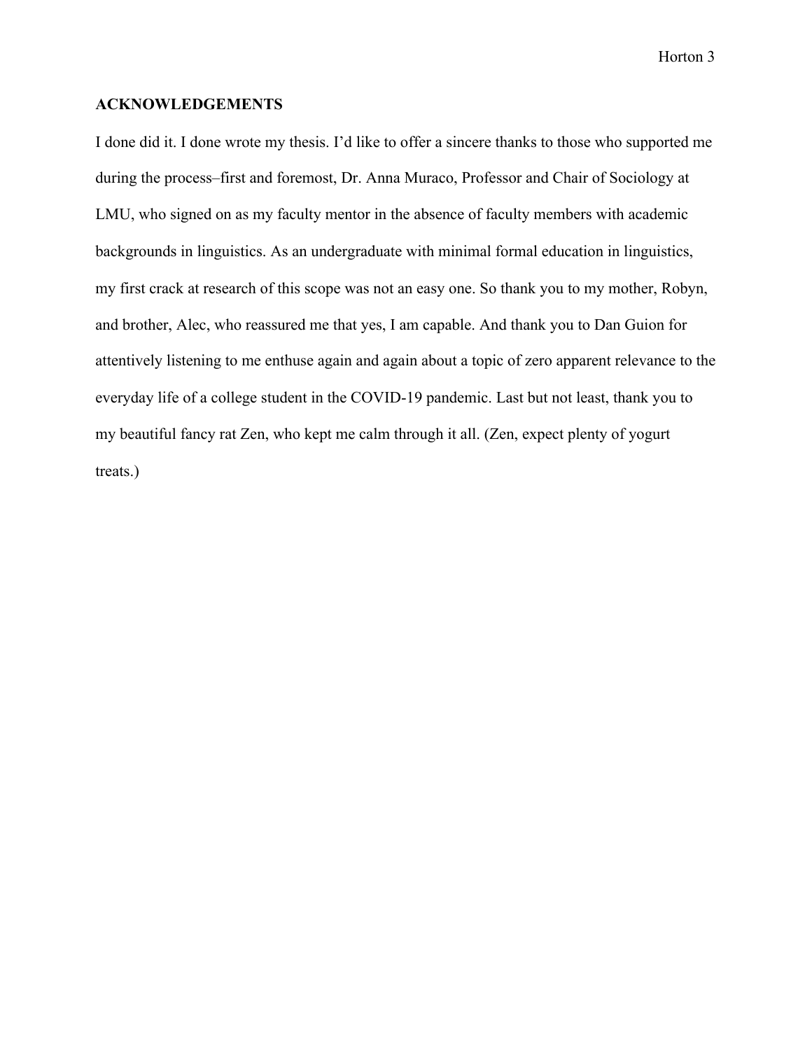## ACKNOWLEDGEMENTS

I done did it. I done wrote my thesis. I'd like to offer a sincere thanks to those who supported me during the process–first and foremost, Dr. Anna Muraco, Professor and Chair of Sociology at LMU, who signed on as my faculty mentor in the absence of faculty members with academic backgrounds in linguistics. As an undergraduate with minimal formal education in linguistics, my first crack at research of this scope was not an easy one. So thank you to my mother, Robyn, and brother, Alec, who reassured me that yes, I am capable. And thank you to Dan Guion for attentively listening to me enthuse again and again about a topic of zero apparent relevance to the everyday life of a college student in the COVID-19 pandemic. Last but not least, thank you to my beautiful fancy rat Zen, who kept me calm through it all. (Zen, expect plenty of yogurt treats.)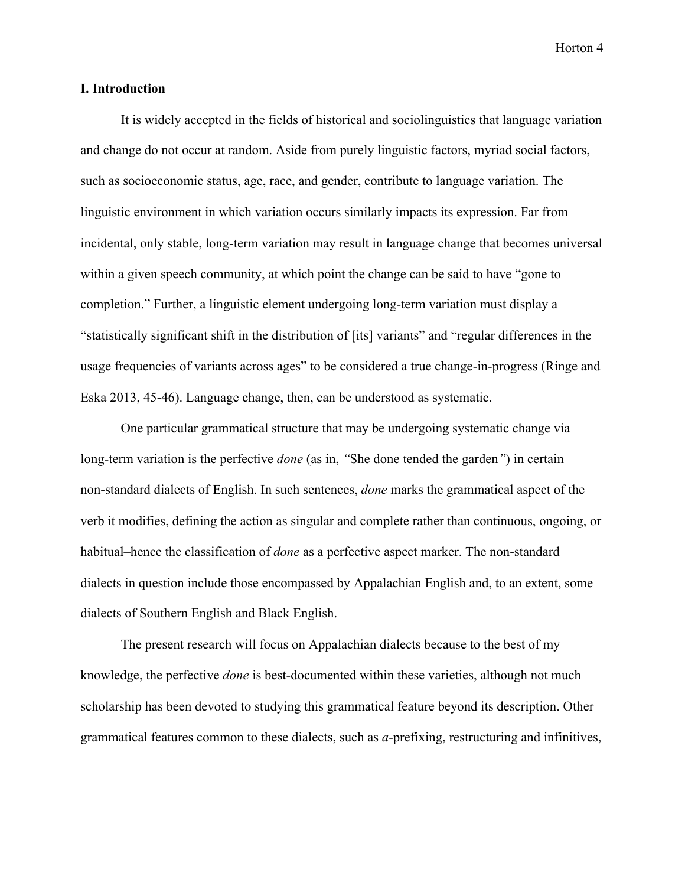## I. Introduction

It is widely accepted in the fields of historical and sociolinguistics that language variation and change do not occur at random. Aside from purely linguistic factors, myriad social factors, such as socioeconomic status, age, race, and gender, contribute to language variation. The linguistic environment in which variation occurs similarly impacts its expression. Far from incidental, only stable, long-term variation may result in language change that becomes universal within a given speech community, at which point the change can be said to have "gone to completion." Further, a linguistic element undergoing long-term variation must display a "statistically significant shift in the distribution of [its] variants" and "regular differences in the usage frequencies of variants across ages" to be considered a true change-in-progress (Ringe and Eska 2013, 45-46). Language change, then, can be understood as systematic.

One particular grammatical structure that may be undergoing systematic change via long-term variation is the perfective *done* (as in, *"*She done tended the garden*"*) in certain non-standard dialects of English. In such sentences, *done* marks the grammatical aspect of the verb it modifies, defining the action as singular and complete rather than continuous, ongoing, or habitual–hence the classification of *done* as a perfective aspect marker. The non-standard dialects in question include those encompassed by Appalachian English and, to an extent, some dialects of Southern English and Black English.

The present research will focus on Appalachian dialects because to the best of my knowledge, the perfective *done* is best-documented within these varieties, although not much scholarship has been devoted to studying this grammatical feature beyond its description. Other grammatical features common to these dialects, such as *a*-prefixing, restructuring and infinitives,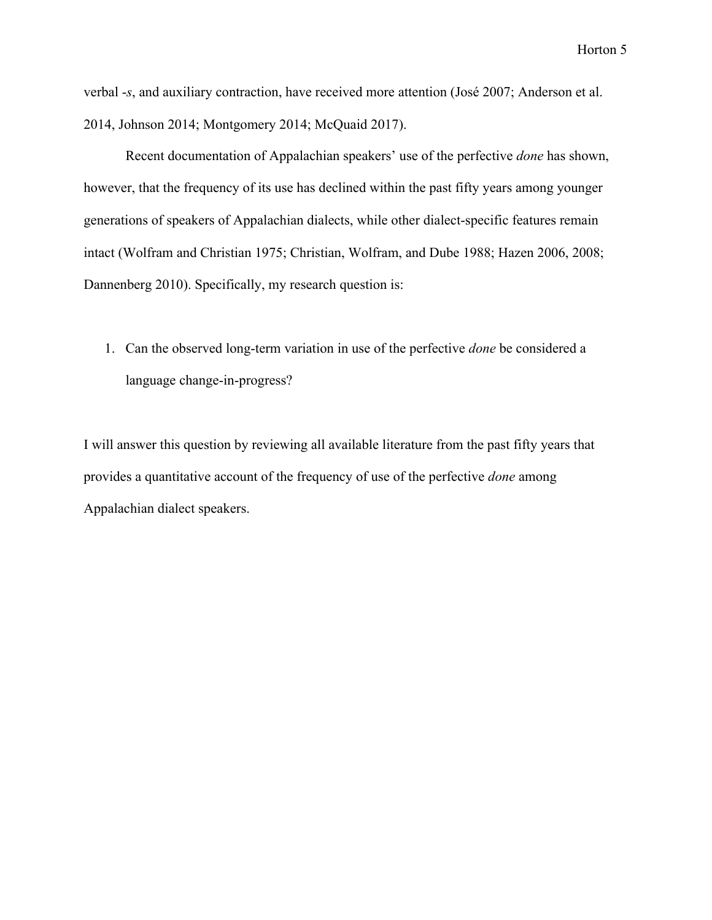verbal -*s*, and auxiliary contraction, have received more attention (José 2007; Anderson et al. 2014, Johnson 2014; Montgomery 2014; McQuaid 2017).

Recent documentation of Appalachian speakers' use of the perfective *done* has shown, however, that the frequency of its use has declined within the past fifty years among younger generations of speakers of Appalachian dialects, while other dialect-specific features remain intact (Wolfram and Christian 1975; Christian, Wolfram, and Dube 1988; Hazen 2006, 2008; Dannenberg 2010). Specifically, my research question is:

1. Can the observed long-term variation in use of the perfective *done* be considered a language change-in-progress?

I will answer this question by reviewing all available literature from the past fifty years that provides a quantitative account of the frequency of use of the perfective *done* among Appalachian dialect speakers.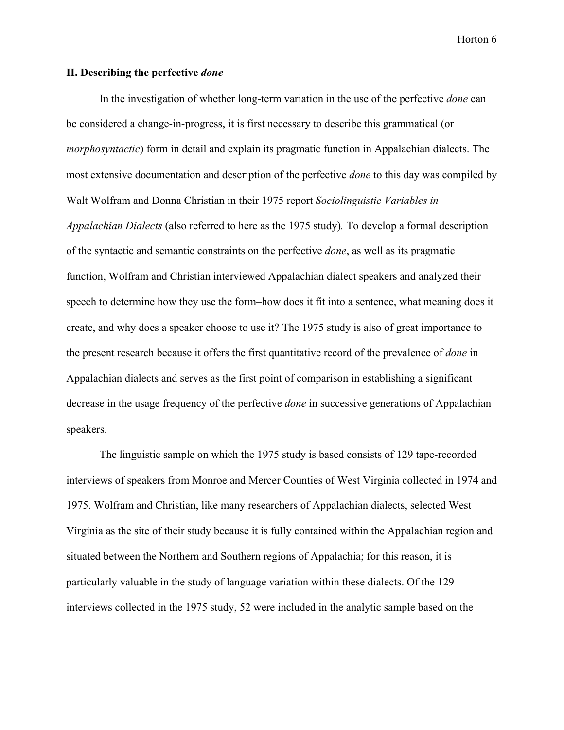## II. Describing the perfective *done*

In the investigation of whether long-term variation in the use of the perfective *done* can be considered a change-in-progress, it is first necessary to describe this grammatical (or *morphosyntactic*) form in detail and explain its pragmatic function in Appalachian dialects. The most extensive documentation and description of the perfective *done* to this day was compiled by Walt Wolfram and Donna Christian in their 1975 report *Sociolinguistic Variables in Appalachian Dialects* (also referred to here as the 1975 study). To develop a formal description of the syntactic and semantic constraints on the perfective *done*, as well as its pragmatic function, Wolfram and Christian interviewed Appalachian dialect speakers and analyzed their speech to determine how they use the form–how does it fit into a sentence, what meaning does it create, and why does a speaker choose to use it? The 1975 study is also of great importance to the present research because it offers the first quantitative record of the prevalence of *done* in Appalachian dialects and serves as the first point of comparison in establishing a significant decrease in the usage frequency of the perfective *done* in successive generations of Appalachian speakers.

The linguistic sample on which the 1975 study is based consists of 129 tape-recorded interviews of speakers from Monroe and Mercer Counties of West Virginia collected in 1974 and 1975. Wolfram and Christian, like many researchers of Appalachian dialects, selected West Virginia as the site of their study because it is fully contained within the Appalachian region and situated between the Northern and Southern regions of Appalachia; for this reason, it is particularly valuable in the study of language variation within these dialects. Of the 129 interviews collected in the 1975 study, 52 were included in the analytic sample based on the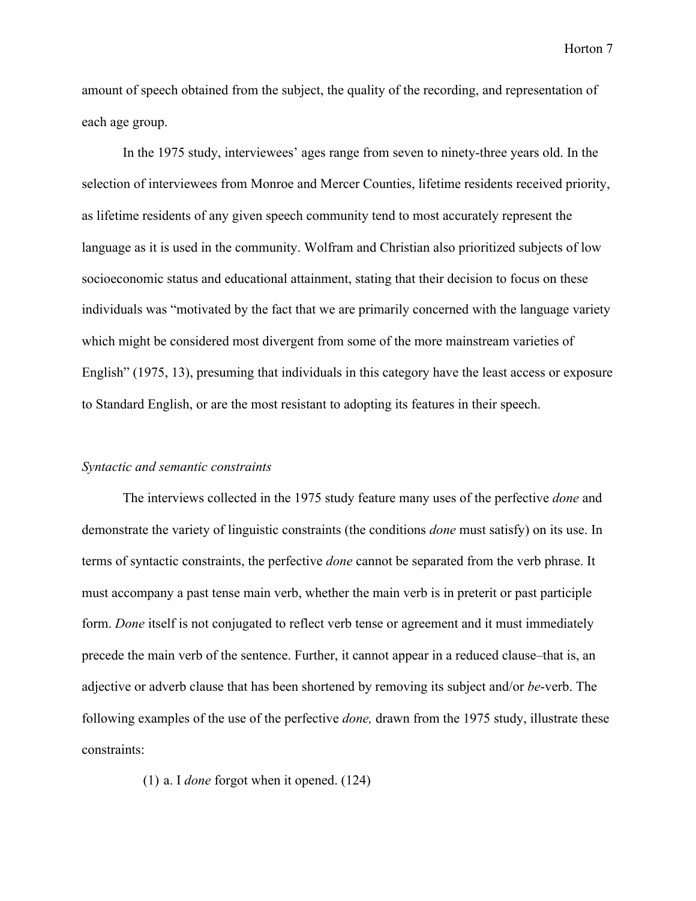amount of speech obtained from the subject, the quality of the recording, and representation of each age group.

In the 1975 study, interviewees' ages range from seven to ninety-three years old. In the selection of interviewees from Monroe and Mercer Counties, lifetime residents received priority, as lifetime residents of any given speech community tend to most accurately represent the language as it is used in the community. Wolfram and Christian also prioritized subjects of low socioeconomic status and educational attainment, stating that their decision to focus on these individuals was "motivated by the fact that we are primarily concerned with the language variety which might be considered most divergent from some of the more mainstream varieties of English" (1975, 13), presuming that individuals in this category have the least access or exposure to Standard English, or are the most resistant to adopting its features in their speech.

*Syntactic and semantic constraints*

The interviews collected in the 1975 study feature many uses of the perfective *done* and demonstrate the variety of linguistic constraints (the conditions *done* must satisfy) on its use. In terms of syntactic constraints, the perfective *done* cannot be separated from the verb phrase. It must accompany a past tense main verb, whether the main verb is in preterit or past participle form. *Done* itself is not conjugated to reflect verb tense or agreement and it must immediately precede the main verb of the sentence. Further, it cannot appear in a reduced clause–that is, an adjective or adverb clause that has been shortened by removing its subject and/or *be*-verb. The following examples of the use of the perfective *done,* drawn from the 1975 study, illustrate these constraints:

(1) a. I *done* forgot when it opened. (124)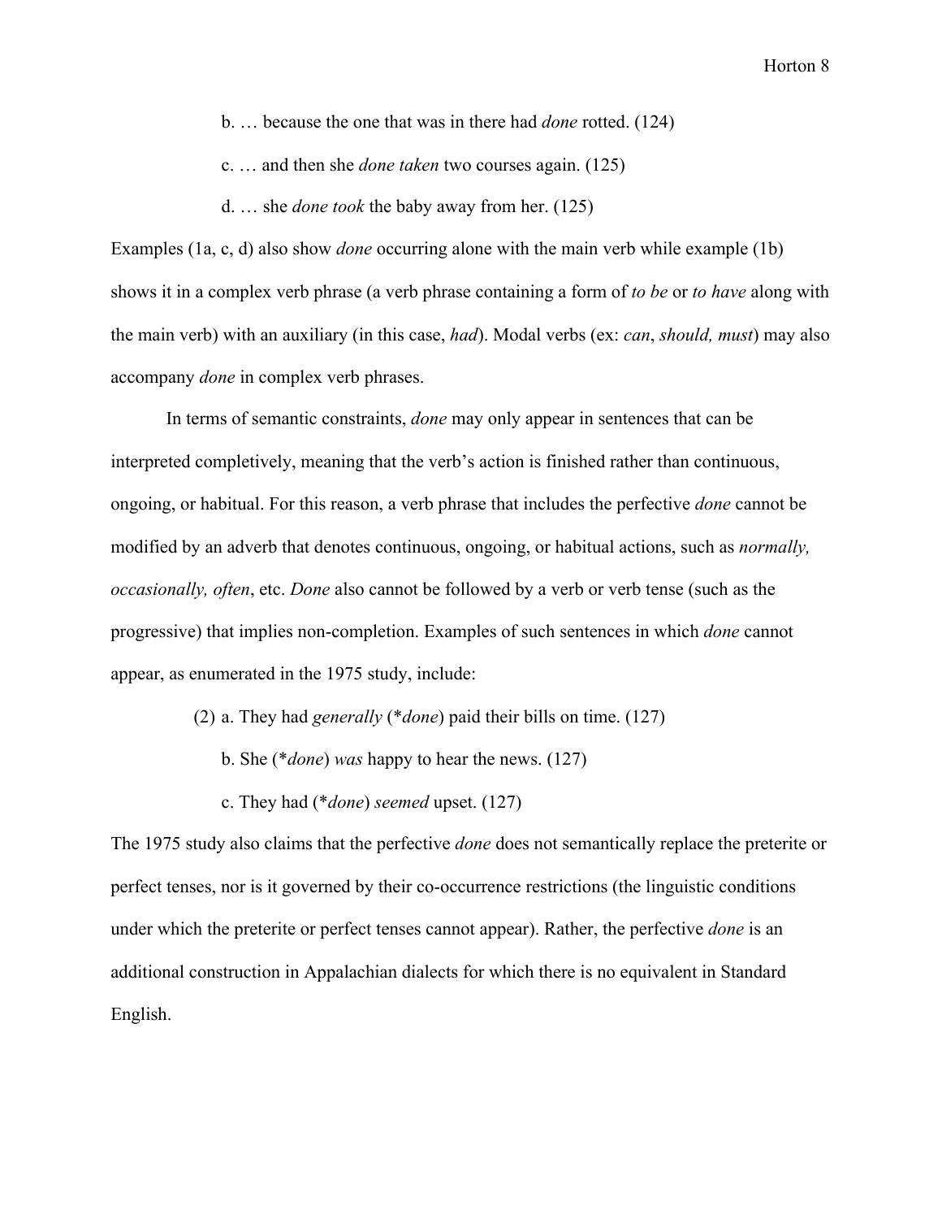b. … because the one that was in there had *done* rotted. (124)

c. … and then she *done taken* two courses again. (125)

d. … she *done took* the baby away from her. (125)

Examples (1a, c, d) also show *done* occurring alone with the main verb while example (1b) shows it in a complex verb phrase (a verb phrase containing a form of *to be* or *to have* along with the main verb) with an auxiliary (in this case, *had*). Modal verbs (ex: *can*, *should, must*) may also accompany *done* in complex verb phrases.

In terms of semantic constraints, *done* may only appear in sentences that can be interpreted completively, meaning that the verb's action is finished rather than continuous, ongoing, or habitual. For this reason, a verb phrase that includes the perfective *done* cannot be modified by an adverb that denotes continuous, ongoing, or habitual actions, such as *normally, occasionally, often*, etc. *Done* also cannot be followed by a verb or verb tense (such as the progressive) that implies non-completion. Examples of such sentences in which *done* cannot appear, as enumerated in the 1975 study, include:

(2) a. They had *generally* (**done*) paid their bills on time. (127)

b. She (**done*) *was* happy to hear the news. (127)

c. They had (**done*) *seemed* upset. (127)

The 1975 study also claims that the perfective *done* does not semantically replace the preterite or perfect tenses, nor is it governed by their co-occurrence restrictions (the linguistic conditions under which the preterite or perfect tenses cannot appear). Rather, the perfective *done* is an additional construction in Appalachian dialects for which there is no equivalent in Standard English.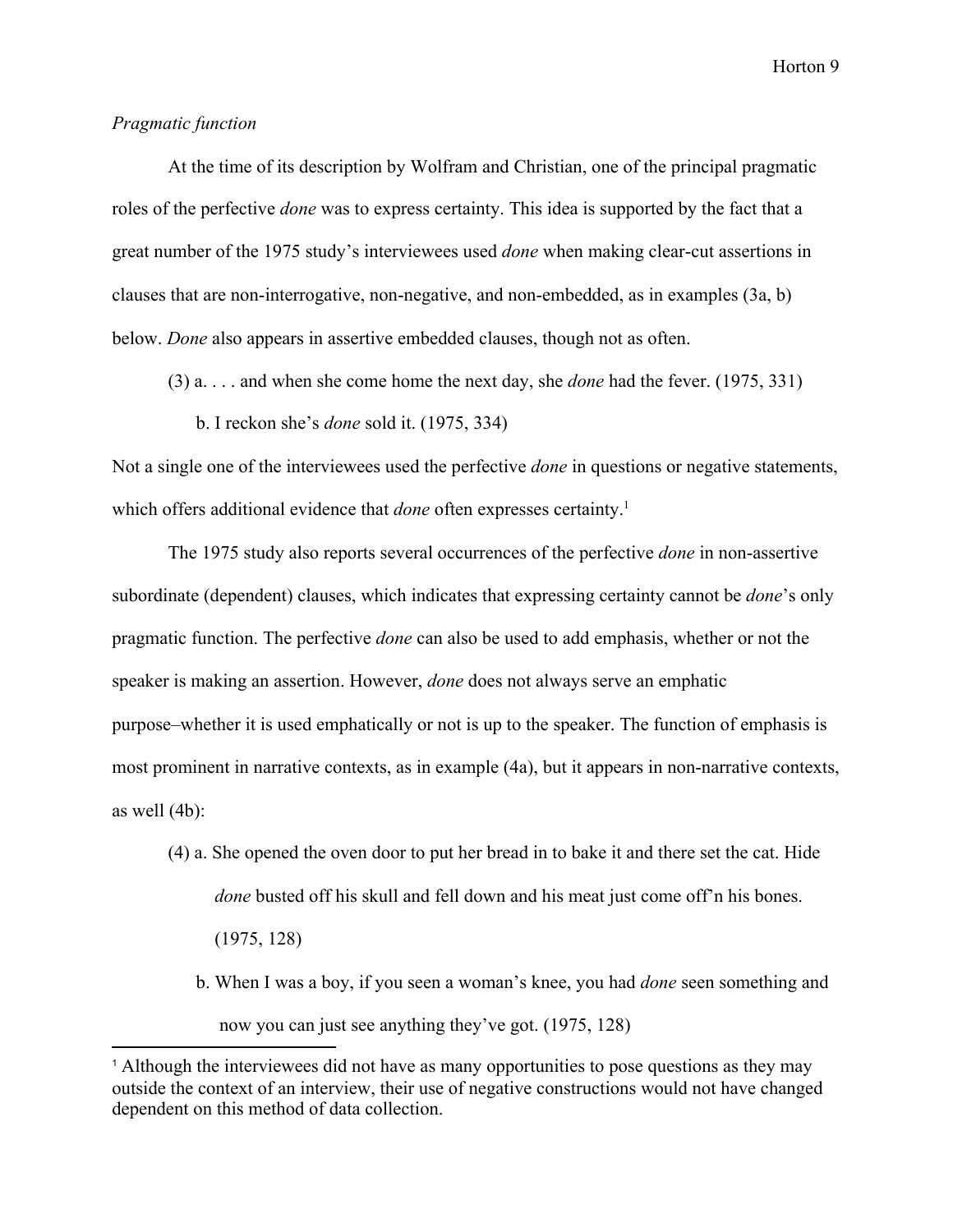*Pragmatic function*

At the time of its description by Wolfram and Christian, one of the principal pragmatic roles of the perfective *done* was to express certainty. This idea is supported by the fact that a great number of the 1975 study's interviewees used *done* when making clear-cut assertions in clauses that are non-interrogative, non-negative, and non-embedded, as in examples (3a, b) below. *Done* also appears in assertive embedded clauses, though not as often.

(3) a. . . . and when she come home the next day, she *done* had the fever. (1975, 331)

b. I reckon she's *done* sold it. (1975, 334)

Not a single one of the interviewees used the perfective *done* in questions or negative statements, which offers additional evidence that *done* often expresses certainty.[1]

The 1975 study also reports several occurrences of the perfective *done* in non-assertive subordinate (dependent) clauses, which indicates that expressing certainty cannot be *done*'s only pragmatic function. The perfective *done* can also be used to add emphasis, whether or not the speaker is making an assertion. However, *done* does not always serve an emphatic purpose–whether it is used emphatically or not is up to the speaker. The function of emphasis is most prominent in narrative contexts, as in example (4a), but it appears in non-narrative contexts, as well (4b):

(4) a. She opened the oven door to put her bread in to bake it and there set the cat. Hide *done* busted off his skull and fell down and his meat just come off'n his bones. (1975, 128)

b. When I was a boy, if you seen a woman's knee, you had *done* seen something and now you can just see anything they've got. (1975, 128)

[1] Although the interviewees did not have as many opportunities to pose questions as they may outside the context of an interview, their use of negative constructions would not have changed dependent on this method of data collection.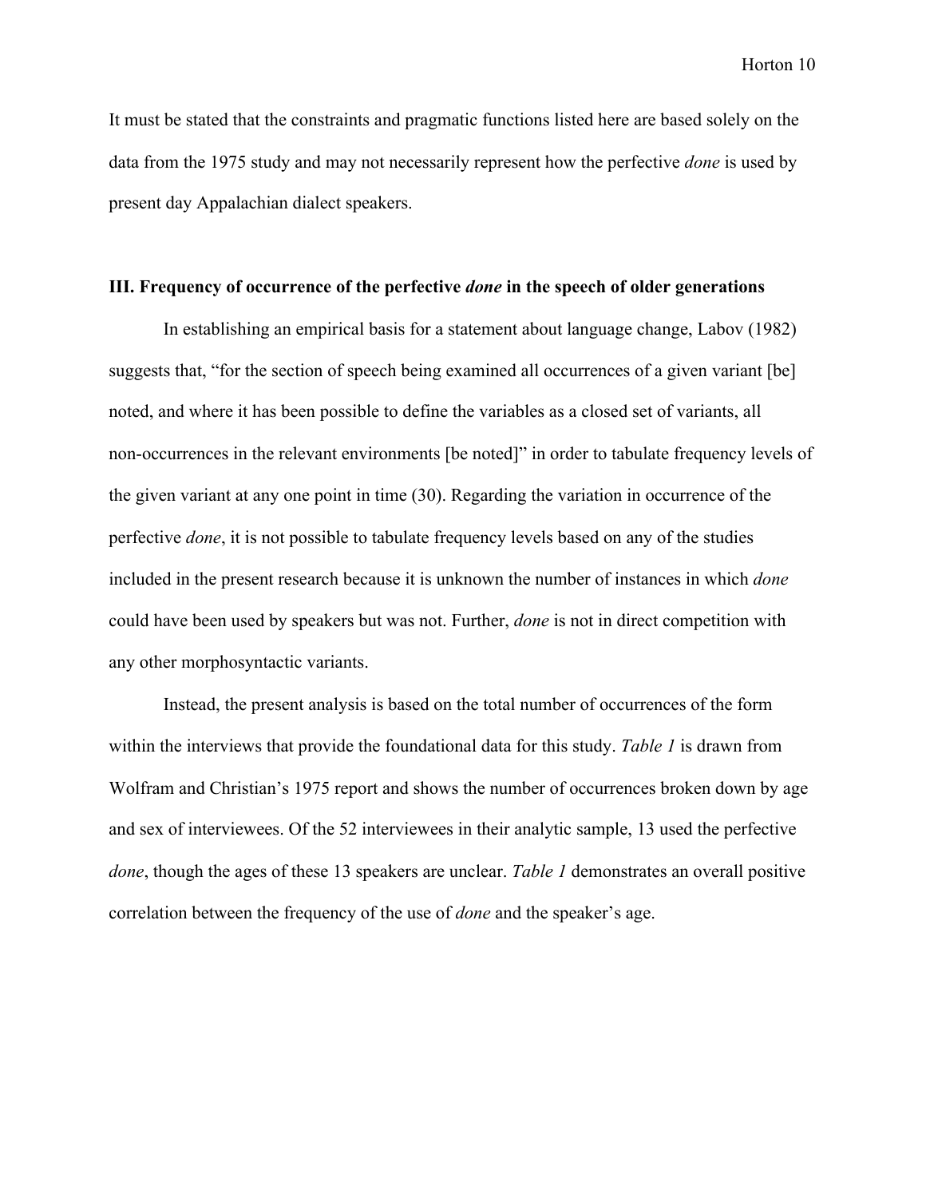It must be stated that the constraints and pragmatic functions listed here are based solely on the data from the 1975 study and may not necessarily represent how the perfective *done* is used by present day Appalachian dialect speakers.

### III. Frequency of occurrence of the perfective *done* in the speech of older generations

In establishing an empirical basis for a statement about language change, Labov (1982) suggests that, "for the section of speech being examined all occurrences of a given variant [be] noted, and where it has been possible to define the variables as a closed set of variants, all non-occurrences in the relevant environments [be noted]" in order to tabulate frequency levels of the given variant at any one point in time (30). Regarding the variation in occurrence of the perfective *done*, it is not possible to tabulate frequency levels based on any of the studies included in the present research because it is unknown the number of instances in which *done* could have been used by speakers but was not. Further, *done* is not in direct competition with any other morphosyntactic variants.

Instead, the present analysis is based on the total number of occurrences of the form within the interviews that provide the foundational data for this study. *Table 1* is drawn from Wolfram and Christian's 1975 report and shows the number of occurrences broken down by age and sex of interviewees. Of the 52 interviewees in their analytic sample, 13 used the perfective *done*, though the ages of these 13 speakers are unclear. *Table 1* demonstrates an overall positive correlation between the frequency of the use of *done* and the speaker's age.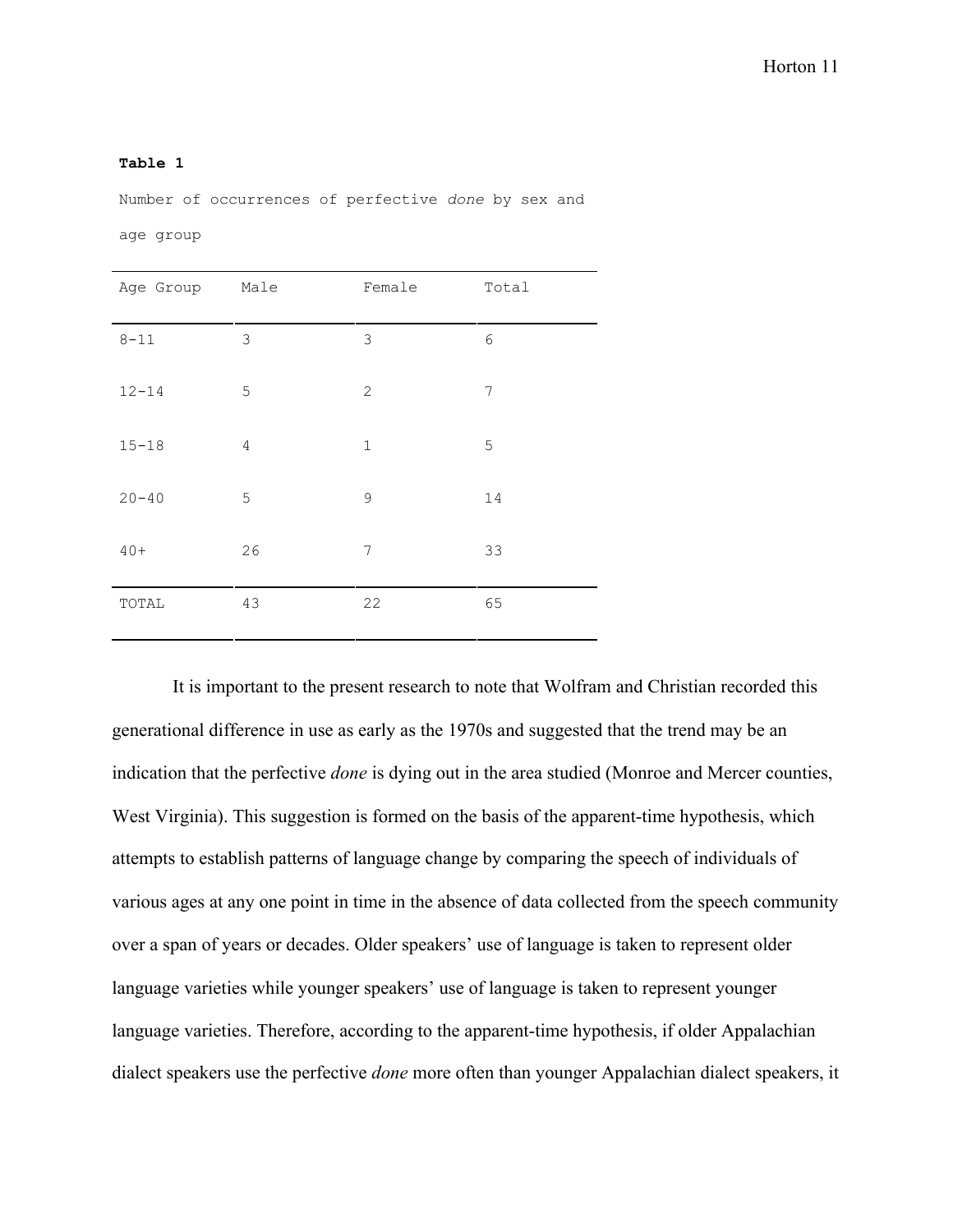**Table 1**

Number of occurrences of perfective *done* by sex and age group

| Age Group | Male | Female | Total |
| --- | --- | --- | --- |
| 8-11 | 3 | 3 | 6 |
| 12-14 | 5 | 2 | 7 |
| 15-18 | 4 | 1 | 5 |
| 20-40 | 5 | 9 | 14 |
| 40+ | 26 | 7 | 33 |
| TOTAL | 43 | 22 | 65 |

It is important to the present research to note that Wolfram and Christian recorded this generational difference in use as early as the 1970s and suggested that the trend may be an indication that the perfective *done* is dying out in the area studied (Monroe and Mercer counties, West Virginia). This suggestion is formed on the basis of the apparent-time hypothesis, which attempts to establish patterns of language change by comparing the speech of individuals of various ages at any one point in time in the absence of data collected from the speech community over a span of years or decades. Older speakers' use of language is taken to represent older language varieties while younger speakers' use of language is taken to represent younger language varieties. Therefore, according to the apparent-time hypothesis, if older Appalachian dialect speakers use the perfective *done* more often than younger Appalachian dialect speakers, it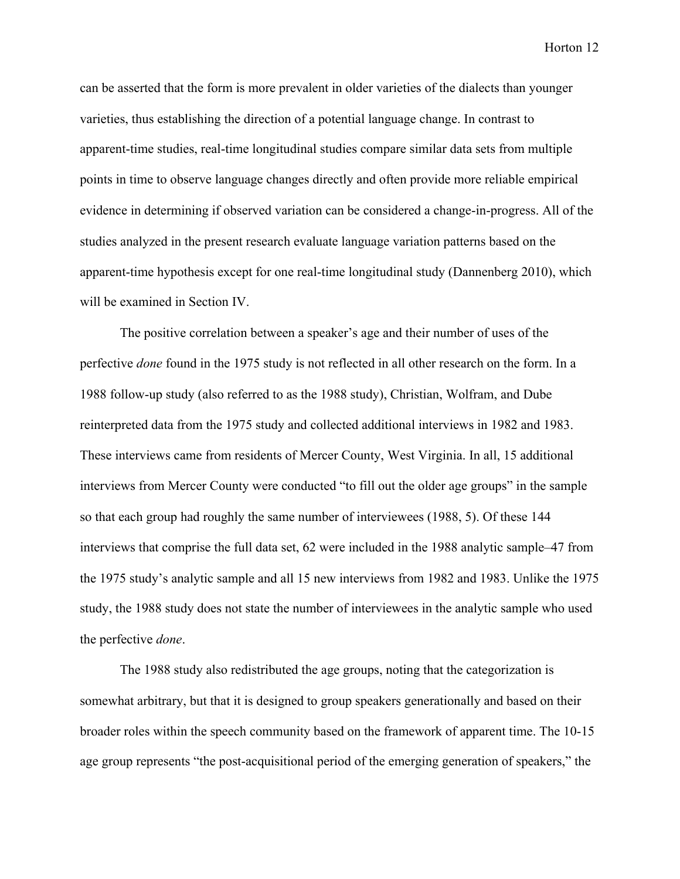can be asserted that the form is more prevalent in older varieties of the dialects than younger varieties, thus establishing the direction of a potential language change. In contrast to apparent-time studies, real-time longitudinal studies compare similar data sets from multiple points in time to observe language changes directly and often provide more reliable empirical evidence in determining if observed variation can be considered a change-in-progress. All of the studies analyzed in the present research evaluate language variation patterns based on the apparent-time hypothesis except for one real-time longitudinal study (Dannenberg 2010), which will be examined in Section IV.

The positive correlation between a speaker's age and their number of uses of the perfective *done* found in the 1975 study is not reflected in all other research on the form. In a 1988 follow-up study (also referred to as the 1988 study), Christian, Wolfram, and Dube reinterpreted data from the 1975 study and collected additional interviews in 1982 and 1983. These interviews came from residents of Mercer County, West Virginia. In all, 15 additional interviews from Mercer County were conducted "to fill out the older age groups" in the sample so that each group had roughly the same number of interviewees (1988, 5). Of these 144 interviews that comprise the full data set, 62 were included in the 1988 analytic sample–47 from the 1975 study's analytic sample and all 15 new interviews from 1982 and 1983. Unlike the 1975 study, the 1988 study does not state the number of interviewees in the analytic sample who used the perfective *done*.

The 1988 study also redistributed the age groups, noting that the categorization is somewhat arbitrary, but that it is designed to group speakers generationally and based on their broader roles within the speech community based on the framework of apparent time. The 10-15 age group represents "the post-acquisitional period of the emerging generation of speakers," the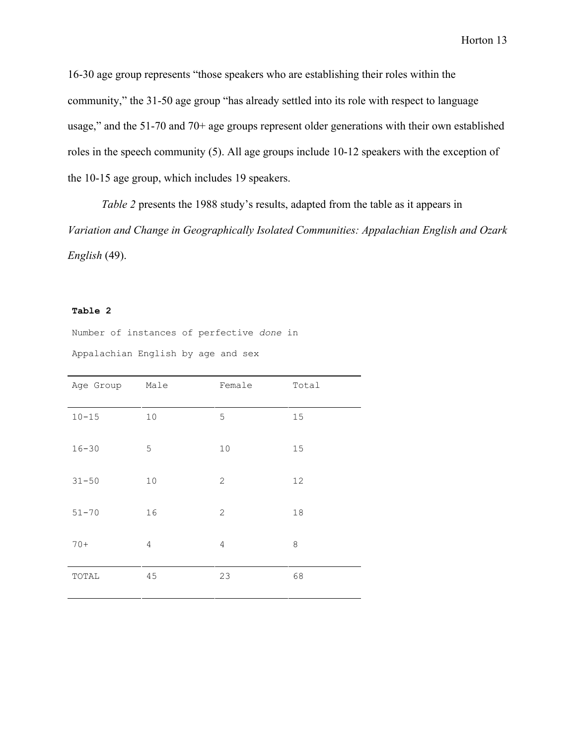16-30 age group represents “those speakers who are establishing their roles within the community,” the 31-50 age group “has already settled into its role with respect to language usage,” and the 51-70 and 70+ age groups represent older generations with their own established roles in the speech community (5). All age groups include 10-12 speakers with the exception of the 10-15 age group, which includes 19 speakers.

*Table 2* presents the 1988 study’s results, adapted from the table as it appears in *Variation and Change in Geographically Isolated Communities: Appalachian English and Ozark English* (49).

**Table 2**

Number of instances of perfective *done* in Appalachian English by age and sex

| Age Group | Male | Female | Total |
|---|---|---|---|
| 10-15 | 10 | 5 | 15 |
| 16-30 | 5 | 10 | 15 |
| 31-50 | 10 | 2 | 12 |
| 51-70 | 16 | 2 | 18 |
| 70+ | 4 | 4 | 8 |
| TOTAL | 45 | 23 | 68 |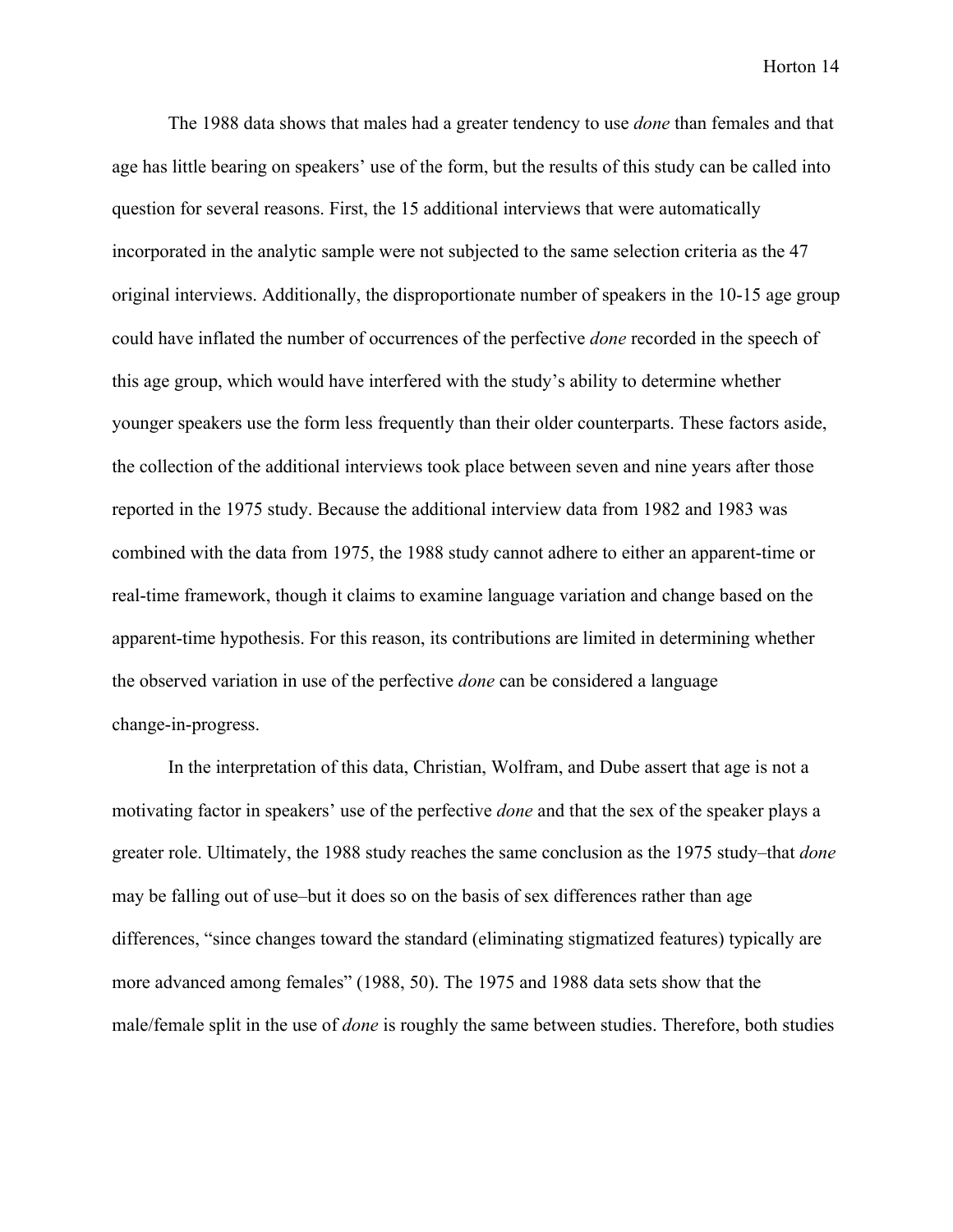The 1988 data shows that males had a greater tendency to use *done* than females and that age has little bearing on speakers' use of the form, but the results of this study can be called into question for several reasons. First, the 15 additional interviews that were automatically incorporated in the analytic sample were not subjected to the same selection criteria as the 47 original interviews. Additionally, the disproportionate number of speakers in the 10-15 age group could have inflated the number of occurrences of the perfective *done* recorded in the speech of this age group, which would have interfered with the study's ability to determine whether younger speakers use the form less frequently than their older counterparts. These factors aside, the collection of the additional interviews took place between seven and nine years after those reported in the 1975 study. Because the additional interview data from 1982 and 1983 was combined with the data from 1975, the 1988 study cannot adhere to either an apparent-time or real-time framework, though it claims to examine language variation and change based on the apparent-time hypothesis. For this reason, its contributions are limited in determining whether the observed variation in use of the perfective *done* can be considered a language change-in-progress.

In the interpretation of this data, Christian, Wolfram, and Dube assert that age is not a motivating factor in speakers' use of the perfective *done* and that the sex of the speaker plays a greater role. Ultimately, the 1988 study reaches the same conclusion as the 1975 study–that *done* may be falling out of use–but it does so on the basis of sex differences rather than age differences, "since changes toward the standard (eliminating stigmatized features) typically are more advanced among females" (1988, 50). The 1975 and 1988 data sets show that the male/female split in the use of *done* is roughly the same between studies. Therefore, both studies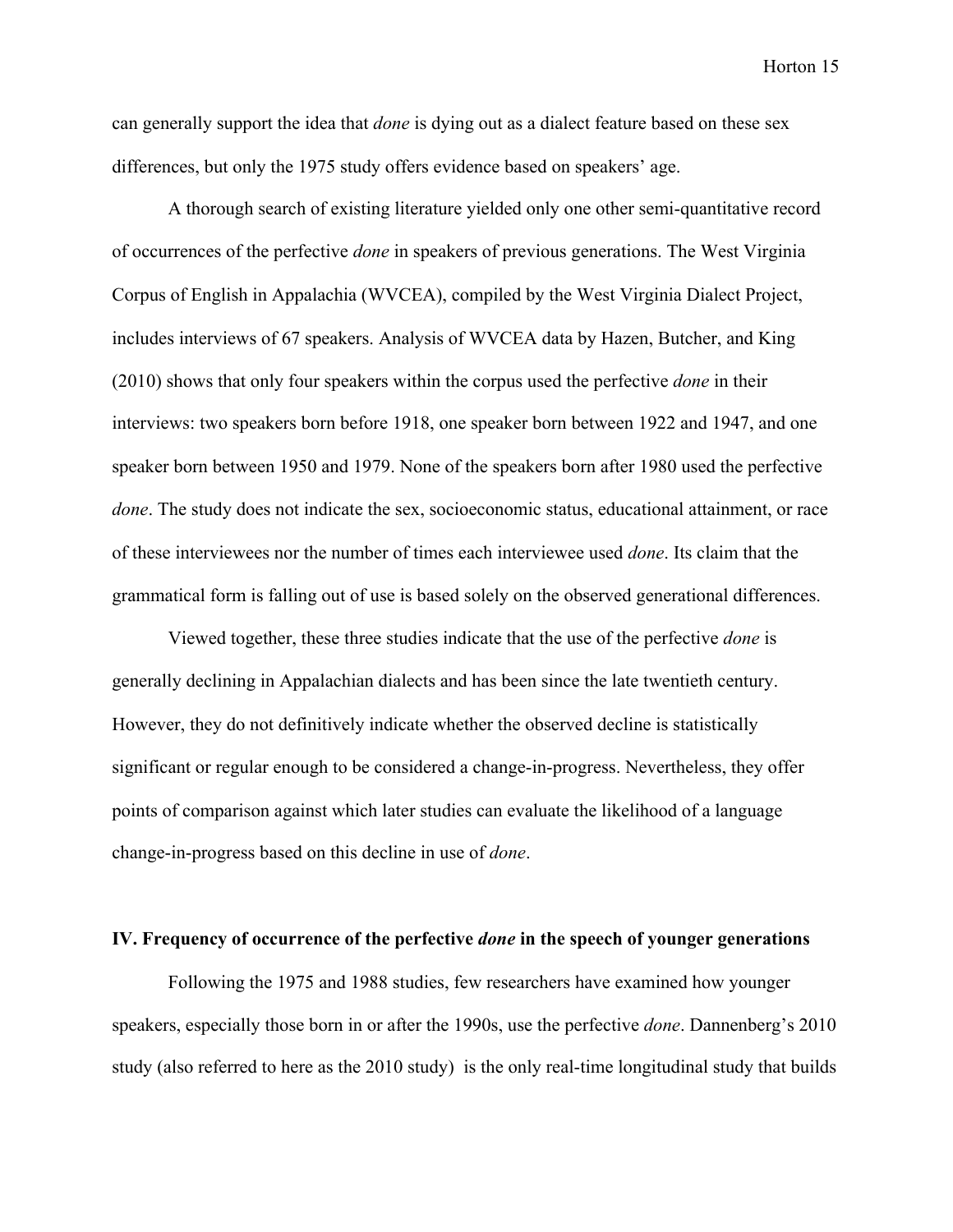can generally support the idea that *done* is dying out as a dialect feature based on these sex differences, but only the 1975 study offers evidence based on speakers' age.

A thorough search of existing literature yielded only one other semi-quantitative record of occurrences of the perfective *done* in speakers of previous generations. The West Virginia Corpus of English in Appalachia (WVCEA), compiled by the West Virginia Dialect Project, includes interviews of 67 speakers. Analysis of WVCEA data by Hazen, Butcher, and King (2010) shows that only four speakers within the corpus used the perfective *done* in their interviews: two speakers born before 1918, one speaker born between 1922 and 1947, and one speaker born between 1950 and 1979. None of the speakers born after 1980 used the perfective *done*. The study does not indicate the sex, socioeconomic status, educational attainment, or race of these interviewees nor the number of times each interviewee used *done*. Its claim that the grammatical form is falling out of use is based solely on the observed generational differences.

Viewed together, these three studies indicate that the use of the perfective *done* is generally declining in Appalachian dialects and has been since the late twentieth century. However, they do not definitively indicate whether the observed decline is statistically significant or regular enough to be considered a change-in-progress. Nevertheless, they offer points of comparison against which later studies can evaluate the likelihood of a language change-in-progress based on this decline in use of *done*.

## IV. Frequency of occurrence of the perfective *done* in the speech of younger generations

Following the 1975 and 1988 studies, few researchers have examined how younger speakers, especially those born in or after the 1990s, use the perfective *done*. Dannenberg's 2010 study (also referred to here as the 2010 study) is the only real-time longitudinal study that builds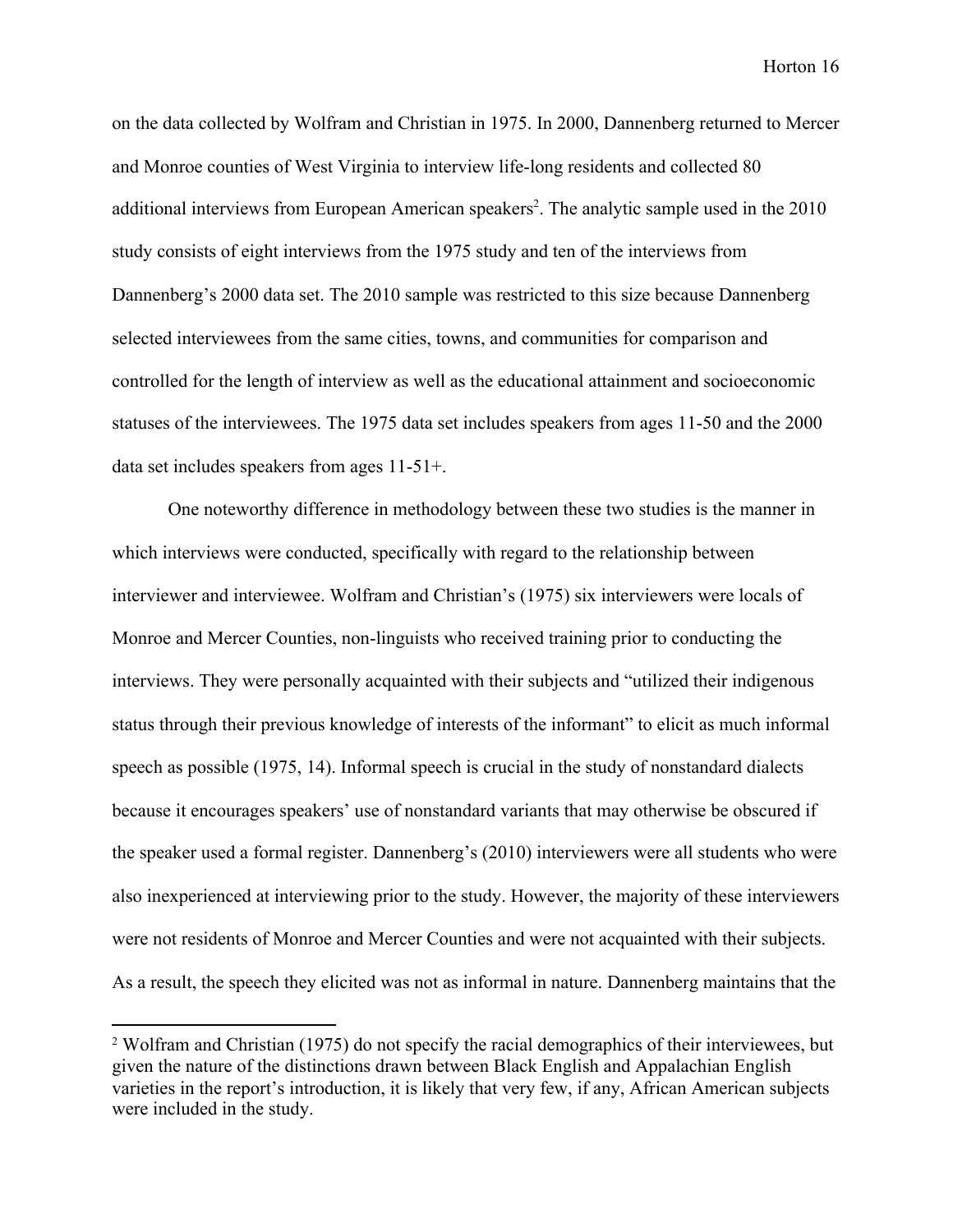on the data collected by Wolfram and Christian in 1975. In 2000, Dannenberg returned to Mercer and Monroe counties of West Virginia to interview life-long residents and collected 80 additional interviews from European American speakers[2]. The analytic sample used in the 2010 study consists of eight interviews from the 1975 study and ten of the interviews from Dannenberg's 2000 data set. The 2010 sample was restricted to this size because Dannenberg selected interviewees from the same cities, towns, and communities for comparison and controlled for the length of interview as well as the educational attainment and socioeconomic statuses of the interviewees. The 1975 data set includes speakers from ages 11-50 and the 2000 data set includes speakers from ages 11-51+.

One noteworthy difference in methodology between these two studies is the manner in which interviews were conducted, specifically with regard to the relationship between interviewer and interviewee. Wolfram and Christian's (1975) six interviewers were locals of Monroe and Mercer Counties, non-linguists who received training prior to conducting the interviews. They were personally acquainted with their subjects and "utilized their indigenous status through their previous knowledge of interests of the informant" to elicit as much informal speech as possible (1975, 14). Informal speech is crucial in the study of nonstandard dialects because it encourages speakers' use of nonstandard variants that may otherwise be obscured if the speaker used a formal register. Dannenberg's (2010) interviewers were all students who were also inexperienced at interviewing prior to the study. However, the majority of these interviewers were not residents of Monroe and Mercer Counties and were not acquainted with their subjects. As a result, the speech they elicited was not as informal in nature. Dannenberg maintains that the

[2] Wolfram and Christian (1975) do not specify the racial demographics of their interviewees, but given the nature of the distinctions drawn between Black English and Appalachian English varieties in the report's introduction, it is likely that very few, if any, African American subjects were included in the study.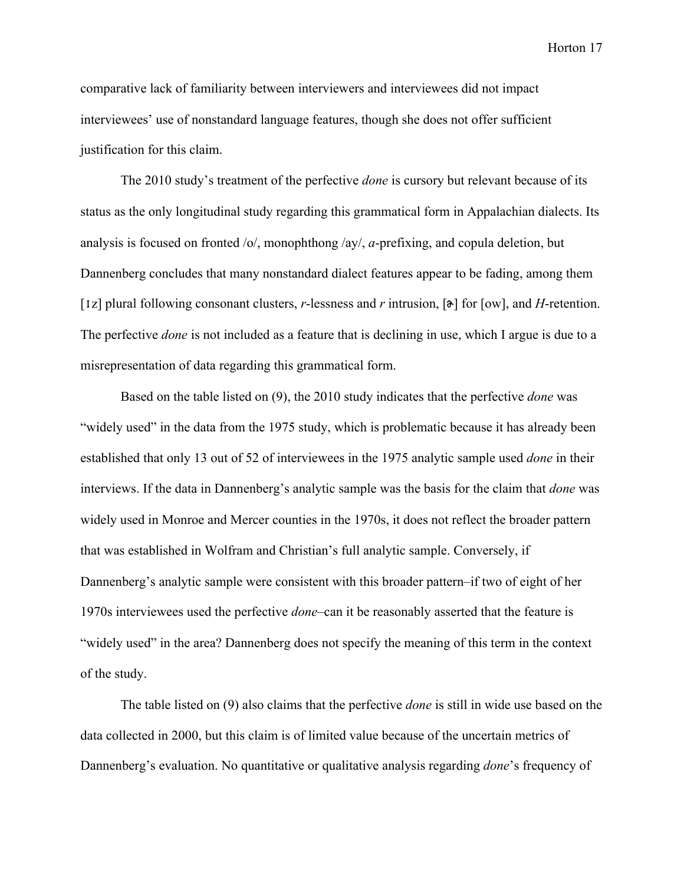comparative lack of familiarity between interviewers and interviewees did not impact interviewees' use of nonstandard language features, though she does not offer sufficient justification for this claim.

The 2010 study's treatment of the perfective *done* is cursory but relevant because of its status as the only longitudinal study regarding this grammatical form in Appalachian dialects. Its analysis is focused on fronted /o/, monophthong /ay/, *a*-prefixing, and copula deletion, but Dannenberg concludes that many nonstandard dialect features appear to be fading, among them [ɪz] plural following consonant clusters, *r*-lessness and *r* intrusion, [ɚ] for [ow], and *H*-retention. The perfective *done* is not included as a feature that is declining in use, which I argue is due to a misrepresentation of data regarding this grammatical form.

Based on the table listed on (9), the 2010 study indicates that the perfective *done* was "widely used" in the data from the 1975 study, which is problematic because it has already been established that only 13 out of 52 of interviewees in the 1975 analytic sample used *done* in their interviews. If the data in Dannenberg's analytic sample was the basis for the claim that *done* was widely used in Monroe and Mercer counties in the 1970s, it does not reflect the broader pattern that was established in Wolfram and Christian's full analytic sample. Conversely, if Dannenberg's analytic sample were consistent with this broader pattern–if two of eight of her 1970s interviewees used the perfective *done*–can it be reasonably asserted that the feature is "widely used" in the area? Dannenberg does not specify the meaning of this term in the context of the study.

The table listed on (9) also claims that the perfective *done* is still in wide use based on the data collected in 2000, but this claim is of limited value because of the uncertain metrics of Dannenberg's evaluation. No quantitative or qualitative analysis regarding *done*'s frequency of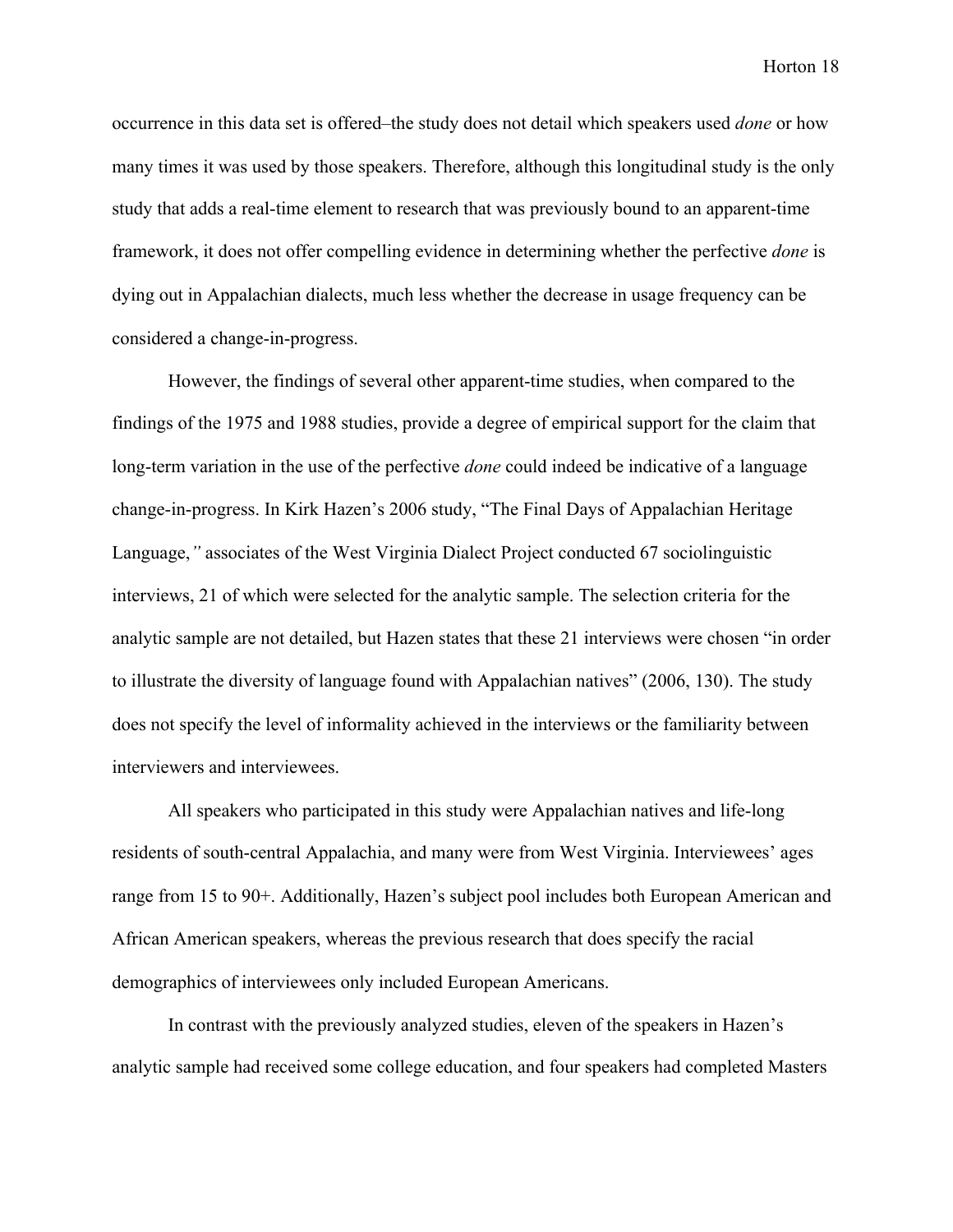occurrence in this data set is offered–the study does not detail which speakers used *done* or how many times it was used by those speakers. Therefore, although this longitudinal study is the only study that adds a real-time element to research that was previously bound to an apparent-time framework, it does not offer compelling evidence in determining whether the perfective *done* is dying out in Appalachian dialects, much less whether the decrease in usage frequency can be considered a change-in-progress.

However, the findings of several other apparent-time studies, when compared to the findings of the 1975 and 1988 studies, provide a degree of empirical support for the claim that long-term variation in the use of the perfective *done* could indeed be indicative of a language change-in-progress. In Kirk Hazen's 2006 study, "The Final Days of Appalachian Heritage Language," associates of the West Virginia Dialect Project conducted 67 sociolinguistic interviews, 21 of which were selected for the analytic sample. The selection criteria for the analytic sample are not detailed, but Hazen states that these 21 interviews were chosen "in order to illustrate the diversity of language found with Appalachian natives" (2006, 130). The study does not specify the level of informality achieved in the interviews or the familiarity between interviewers and interviewees.

All speakers who participated in this study were Appalachian natives and life-long residents of south-central Appalachia, and many were from West Virginia. Interviewees' ages range from 15 to 90+. Additionally, Hazen's subject pool includes both European American and African American speakers, whereas the previous research that does specify the racial demographics of interviewees only included European Americans.

In contrast with the previously analyzed studies, eleven of the speakers in Hazen's analytic sample had received some college education, and four speakers had completed Masters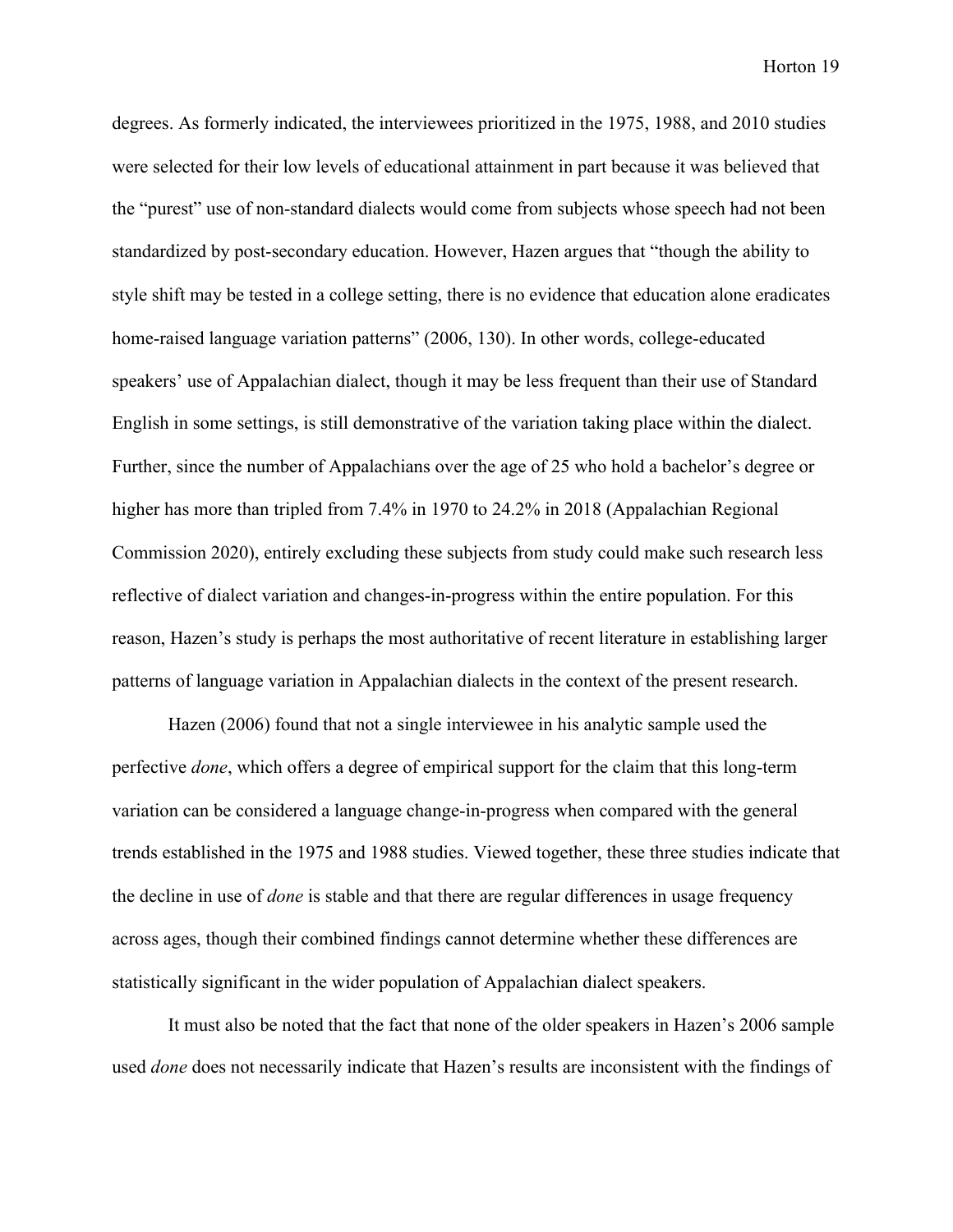degrees. As formerly indicated, the interviewees prioritized in the 1975, 1988, and 2010 studies were selected for their low levels of educational attainment in part because it was believed that the "purest" use of non-standard dialects would come from subjects whose speech had not been standardized by post-secondary education. However, Hazen argues that "though the ability to style shift may be tested in a college setting, there is no evidence that education alone eradicates home-raised language variation patterns" (2006, 130). In other words, college-educated speakers' use of Appalachian dialect, though it may be less frequent than their use of Standard English in some settings, is still demonstrative of the variation taking place within the dialect. Further, since the number of Appalachians over the age of 25 who hold a bachelor's degree or higher has more than tripled from 7.4% in 1970 to 24.2% in 2018 (Appalachian Regional Commission 2020), entirely excluding these subjects from study could make such research less reflective of dialect variation and changes-in-progress within the entire population. For this reason, Hazen's study is perhaps the most authoritative of recent literature in establishing larger patterns of language variation in Appalachian dialects in the context of the present research.

Hazen (2006) found that not a single interviewee in his analytic sample used the perfective *done*, which offers a degree of empirical support for the claim that this long-term variation can be considered a language change-in-progress when compared with the general trends established in the 1975 and 1988 studies. Viewed together, these three studies indicate that the decline in use of *done* is stable and that there are regular differences in usage frequency across ages, though their combined findings cannot determine whether these differences are statistically significant in the wider population of Appalachian dialect speakers.

It must also be noted that the fact that none of the older speakers in Hazen's 2006 sample used *done* does not necessarily indicate that Hazen's results are inconsistent with the findings of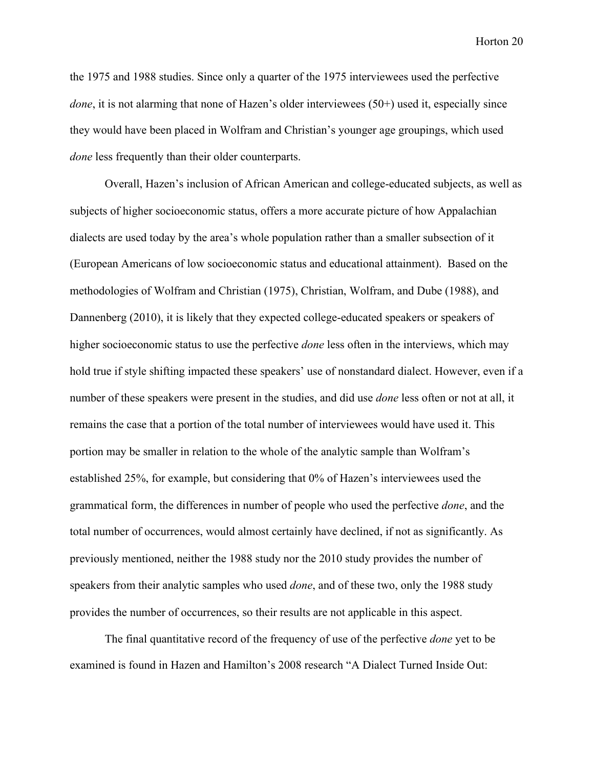the 1975 and 1988 studies. Since only a quarter of the 1975 interviewees used the perfective *done*, it is not alarming that none of Hazen's older interviewees (50+) used it, especially since they would have been placed in Wolfram and Christian's younger age groupings, which used *done* less frequently than their older counterparts.

Overall, Hazen's inclusion of African American and college-educated subjects, as well as subjects of higher socioeconomic status, offers a more accurate picture of how Appalachian dialects are used today by the area's whole population rather than a smaller subsection of it (European Americans of low socioeconomic status and educational attainment). Based on the methodologies of Wolfram and Christian (1975), Christian, Wolfram, and Dube (1988), and Dannenberg (2010), it is likely that they expected college-educated speakers or speakers of higher socioeconomic status to use the perfective *done* less often in the interviews, which may hold true if style shifting impacted these speakers' use of nonstandard dialect. However, even if a number of these speakers were present in the studies, and did use *done* less often or not at all, it remains the case that a portion of the total number of interviewees would have used it. This portion may be smaller in relation to the whole of the analytic sample than Wolfram's established 25%, for example, but considering that 0% of Hazen's interviewees used the grammatical form, the differences in number of people who used the perfective *done*, and the total number of occurrences, would almost certainly have declined, if not as significantly. As previously mentioned, neither the 1988 study nor the 2010 study provides the number of speakers from their analytic samples who used *done*, and of these two, only the 1988 study provides the number of occurrences, so their results are not applicable in this aspect.

The final quantitative record of the frequency of use of the perfective *done* yet to be examined is found in Hazen and Hamilton's 2008 research "A Dialect Turned Inside Out: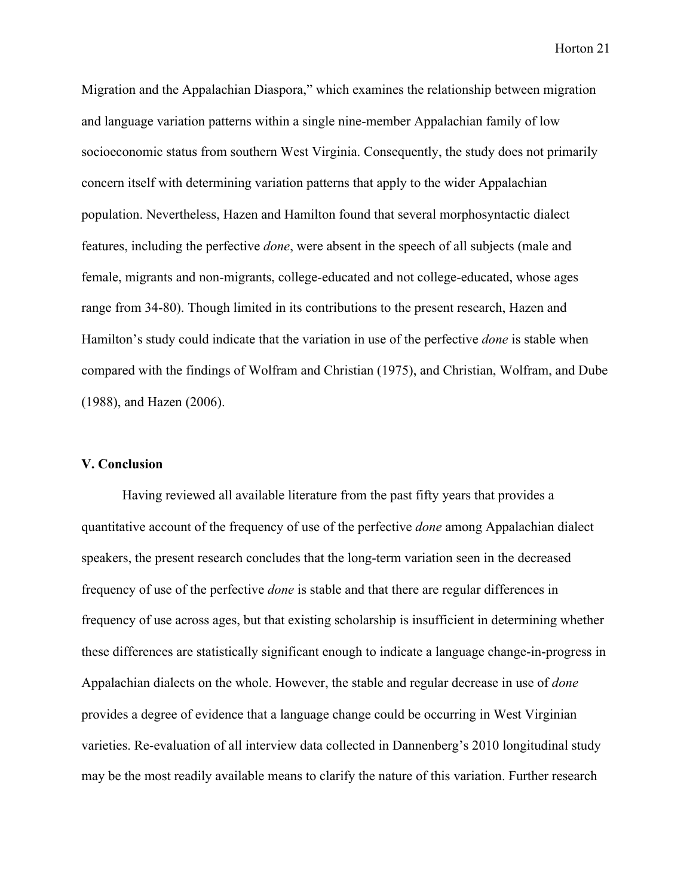Migration and the Appalachian Diaspora," which examines the relationship between migration and language variation patterns within a single nine-member Appalachian family of low socioeconomic status from southern West Virginia. Consequently, the study does not primarily concern itself with determining variation patterns that apply to the wider Appalachian population. Nevertheless, Hazen and Hamilton found that several morphosyntactic dialect features, including the perfective *done*, were absent in the speech of all subjects (male and female, migrants and non-migrants, college-educated and not college-educated, whose ages range from 34-80). Though limited in its contributions to the present research, Hazen and Hamilton's study could indicate that the variation in use of the perfective *done* is stable when compared with the findings of Wolfram and Christian (1975), and Christian, Wolfram, and Dube (1988), and Hazen (2006).

## V. Conclusion

Having reviewed all available literature from the past fifty years that provides a quantitative account of the frequency of use of the perfective *done* among Appalachian dialect speakers, the present research concludes that the long-term variation seen in the decreased frequency of use of the perfective *done* is stable and that there are regular differences in frequency of use across ages, but that existing scholarship is insufficient in determining whether these differences are statistically significant enough to indicate a language change-in-progress in Appalachian dialects on the whole. However, the stable and regular decrease in use of *done* provides a degree of evidence that a language change could be occurring in West Virginian varieties. Re-evaluation of all interview data collected in Dannenberg's 2010 longitudinal study may be the most readily available means to clarify the nature of this variation. Further research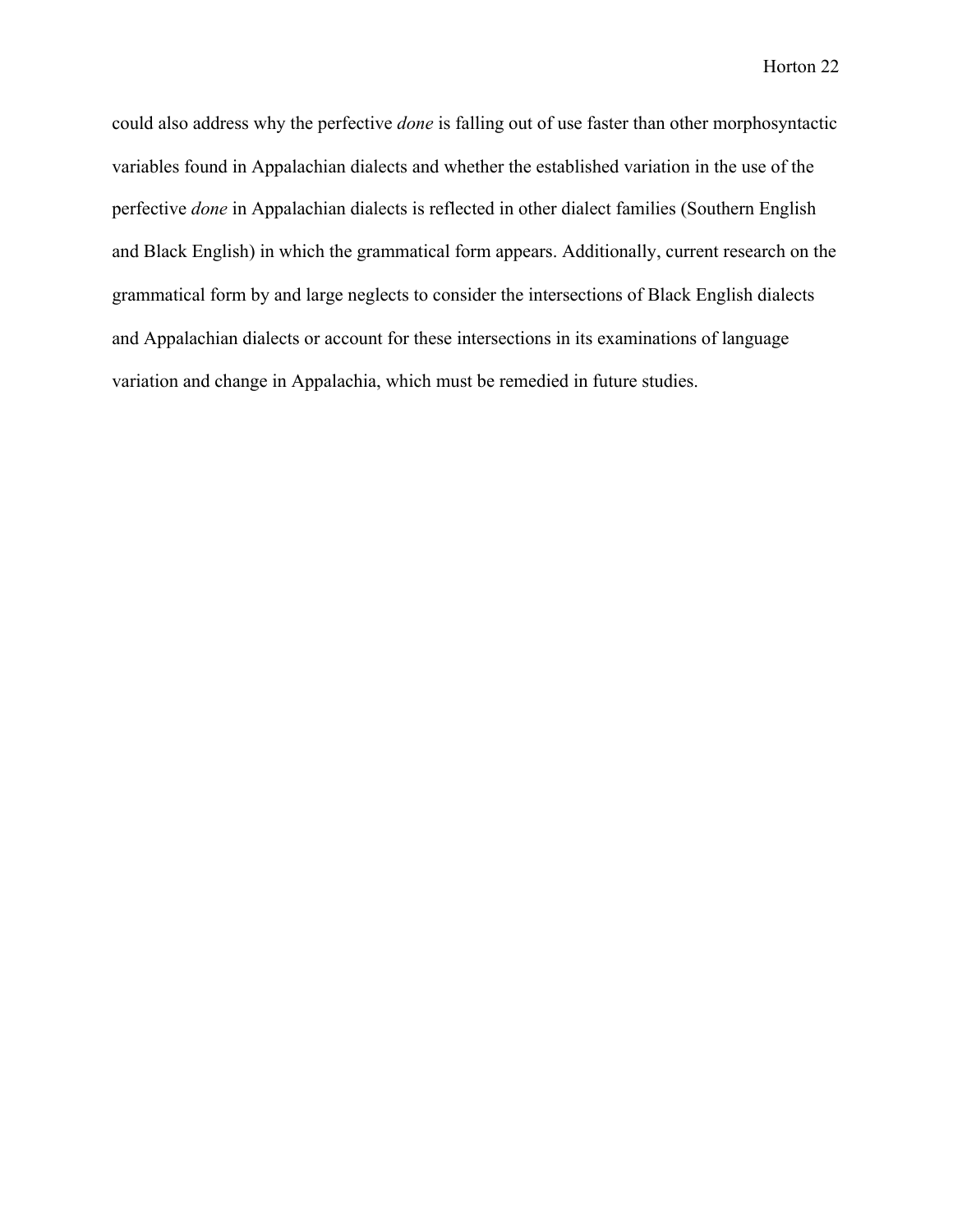could also address why the perfective *done* is falling out of use faster than other morphosyntactic variables found in Appalachian dialects and whether the established variation in the use of the perfective *done* in Appalachian dialects is reflected in other dialect families (Southern English and Black English) in which the grammatical form appears. Additionally, current research on the grammatical form by and large neglects to consider the intersections of Black English dialects and Appalachian dialects or account for these intersections in its examinations of language variation and change in Appalachia, which must be remedied in future studies.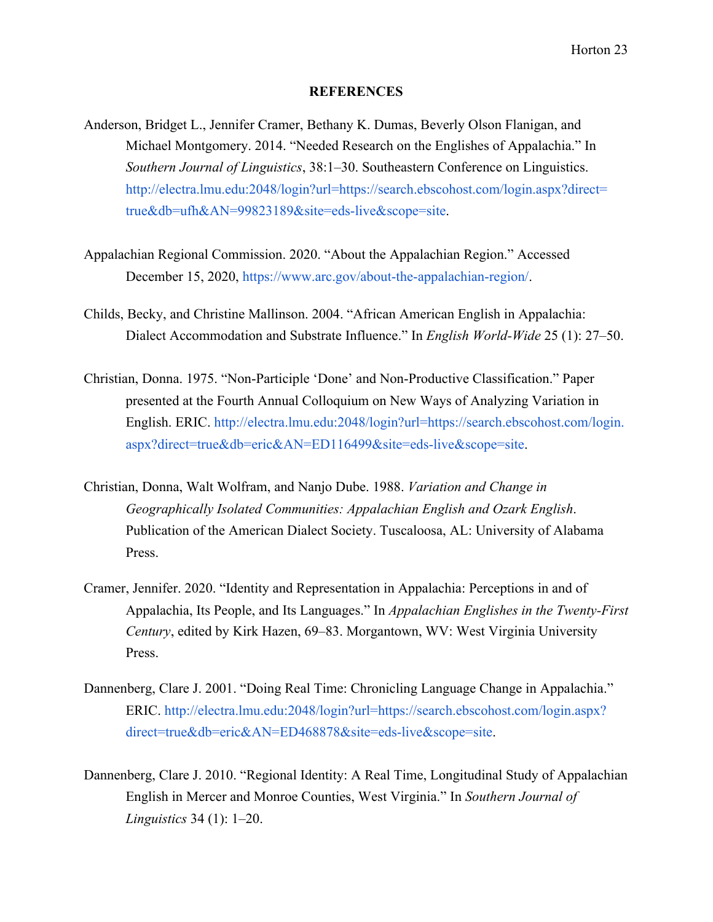**REFERENCES**

Anderson, Bridget L., Jennifer Cramer, Bethany K. Dumas, Beverly Olson Flanigan, and Michael Montgomery. 2014. "Needed Research on the Englishes of Appalachia." In *Southern Journal of Linguistics*, 38:1–30. Southeastern Conference on Linguistics. http://electra.lmu.edu:2048/login?url=https://search.ebscohost.com/login.aspx?direct=true&db=ufh&AN=99823189&site=eds-live&scope=site.

Appalachian Regional Commission. 2020. "About the Appalachian Region." Accessed December 15, 2020, https://www.arc.gov/about-the-appalachian-region/.

Childs, Becky, and Christine Mallinson. 2004. "African American English in Appalachia: Dialect Accommodation and Substrate Influence." In *English World-Wide* 25 (1): 27–50.

Christian, Donna. 1975. "Non-Participle 'Done' and Non-Productive Classification." Paper presented at the Fourth Annual Colloquium on New Ways of Analyzing Variation in English. ERIC. http://electra.lmu.edu:2048/login?url=https://search.ebscohost.com/login.aspx?direct=true&db=eric&AN=ED116499&site=eds-live&scope=site.

Christian, Donna, Walt Wolfram, and Nanjo Dube. 1988. *Variation and Change in Geographically Isolated Communities: Appalachian English and Ozark English*. Publication of the American Dialect Society. Tuscaloosa, AL: University of Alabama Press.

Cramer, Jennifer. 2020. "Identity and Representation in Appalachia: Perceptions in and of Appalachia, Its People, and Its Languages." In *Appalachian Englishes in the Twenty-First Century*, edited by Kirk Hazen, 69–83. Morgantown, WV: West Virginia University Press.

Dannenberg, Clare J. 2001. "Doing Real Time: Chronicling Language Change in Appalachia." ERIC. http://electra.lmu.edu:2048/login?url=https://search.ebscohost.com/login.aspx?direct=true&db=eric&AN=ED468878&site=eds-live&scope=site.

Dannenberg, Clare J. 2010. "Regional Identity: A Real Time, Longitudinal Study of Appalachian English in Mercer and Monroe Counties, West Virginia." In *Southern Journal of Linguistics* 34 (1): 1–20.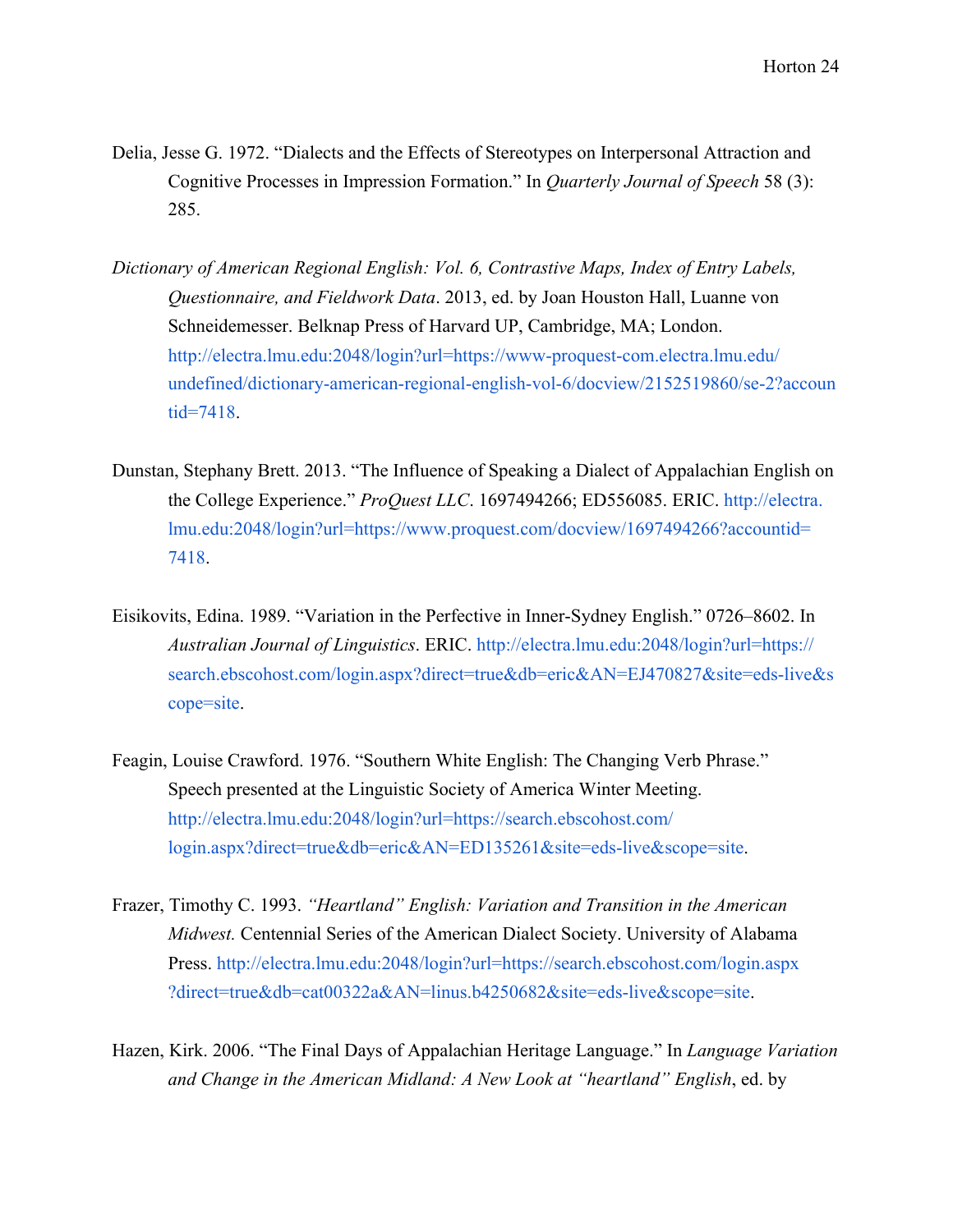Delia, Jesse G. 1972. "Dialects and the Effects of Stereotypes on Interpersonal Attraction and Cognitive Processes in Impression Formation." In *Quarterly Journal of Speech* 58 (3): 285.

*Dictionary of American Regional English: Vol. 6, Contrastive Maps, Index of Entry Labels, Questionnaire, and Fieldwork Data*. 2013, ed. by Joan Houston Hall, Luanne von Schneidemesser. Belknap Press of Harvard UP, Cambridge, MA; London. http://electra.lmu.edu:2048/login?url=https://www-proquest-com.electra.lmu.edu/undefined/dictionary-american-regional-english-vol-6/docview/2152519860/se-2?accountid=7418.

Dunstan, Stephany Brett. 2013. "The Influence of Speaking a Dialect of Appalachian English on the College Experience." *ProQuest LLC*. 1697494266; ED556085. ERIC. http://electra.lmu.edu:2048/login?url=https://www.proquest.com/docview/1697494266?accountid=7418.

Eisikovits, Edina. 1989. "Variation in the Perfective in Inner-Sydney English." 0726–8602. In *Australian Journal of Linguistics*. ERIC. http://electra.lmu.edu:2048/login?url=https://search.ebscohost.com/login.aspx?direct=true&db=eric&AN=EJ470827&site=eds-live&scope=site.

Feagin, Louise Crawford. 1976. "Southern White English: The Changing Verb Phrase." Speech presented at the Linguistic Society of America Winter Meeting. http://electra.lmu.edu:2048/login?url=https://search.ebscohost.com/login.aspx?direct=true&db=eric&AN=ED135261&site=eds-live&scope=site.

Frazer, Timothy C. 1993. *"Heartland" English: Variation and Transition in the American Midwest.* Centennial Series of the American Dialect Society. University of Alabama Press. http://electra.lmu.edu:2048/login?url=https://search.ebscohost.com/login.aspx?direct=true&db=cat00322a&AN=linus.b4250682&site=eds-live&scope=site.

Hazen, Kirk. 2006. "The Final Days of Appalachian Heritage Language." In *Language Variation and Change in the American Midland: A New Look at "heartland" English*, ed. by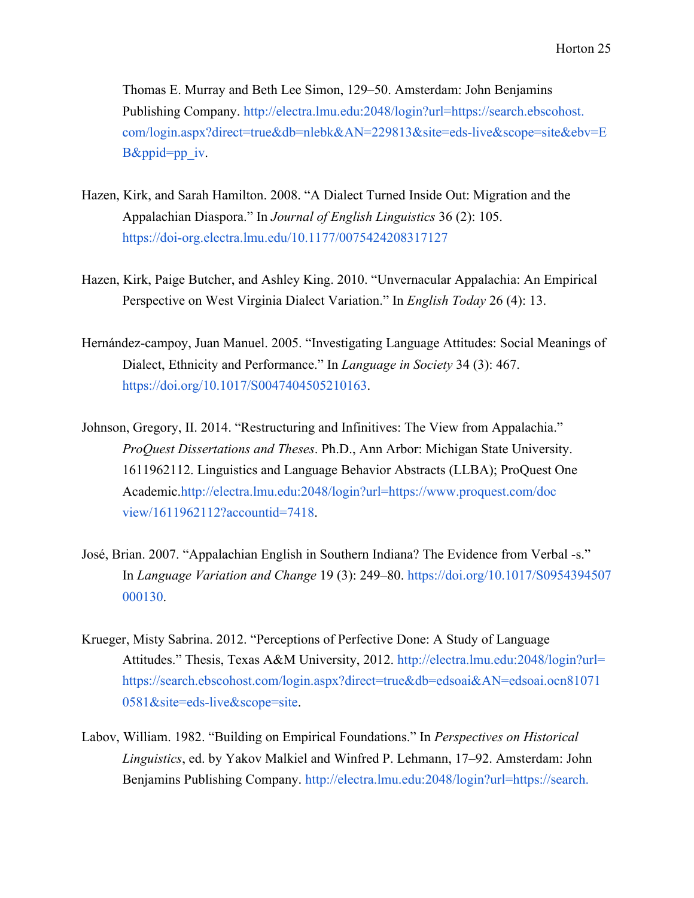Thomas E. Murray and Beth Lee Simon, 129–50. Amsterdam: John Benjamins Publishing Company. http://electra.lmu.edu:2048/login?url=https://search.ebscohost.com/login.aspx?direct=true&db=nlebk&AN=229813&site=eds-live&scope=site&ebv=EB&ppid=pp_iv.

Hazen, Kirk, and Sarah Hamilton. 2008. "A Dialect Turned Inside Out: Migration and the Appalachian Diaspora." In *Journal of English Linguistics* 36 (2): 105. https://doi-org.electra.lmu.edu/10.1177/0075424208317127

Hazen, Kirk, Paige Butcher, and Ashley King. 2010. "Unvernacular Appalachia: An Empirical Perspective on West Virginia Dialect Variation." In *English Today* 26 (4): 13.

Hernández-campoy, Juan Manuel. 2005. "Investigating Language Attitudes: Social Meanings of Dialect, Ethnicity and Performance." In *Language in Society* 34 (3): 467. https://doi.org/10.1017/S0047404505210163.

Johnson, Gregory, II. 2014. "Restructuring and Infinitives: The View from Appalachia." *ProQuest Dissertations and Theses*. Ph.D., Ann Arbor: Michigan State University. 1611962112. Linguistics and Language Behavior Abstracts (LLBA); ProQuest One Academic.http://electra.lmu.edu:2048/login?url=https://www.proquest.com/docview/1611962112?accountid=7418.

José, Brian. 2007. "Appalachian English in Southern Indiana? The Evidence from Verbal -s." In *Language Variation and Change* 19 (3): 249–80. https://doi.org/10.1017/S0954394507000130.

Krueger, Misty Sabrina. 2012. "Perceptions of Perfective Done: A Study of Language Attitudes." Thesis, Texas A&M University, 2012. http://electra.lmu.edu:2048/login?url=https://search.ebscohost.com/login.aspx?direct=true&db=edsoai&AN=edsoai.ocn810710581&site=eds-live&scope=site.

Labov, William. 1982. "Building on Empirical Foundations." In *Perspectives on Historical Linguistics*, ed. by Yakov Malkiel and Winfred P. Lehmann, 17–92. Amsterdam: John Benjamins Publishing Company. http://electra.lmu.edu:2048/login?url=https://search.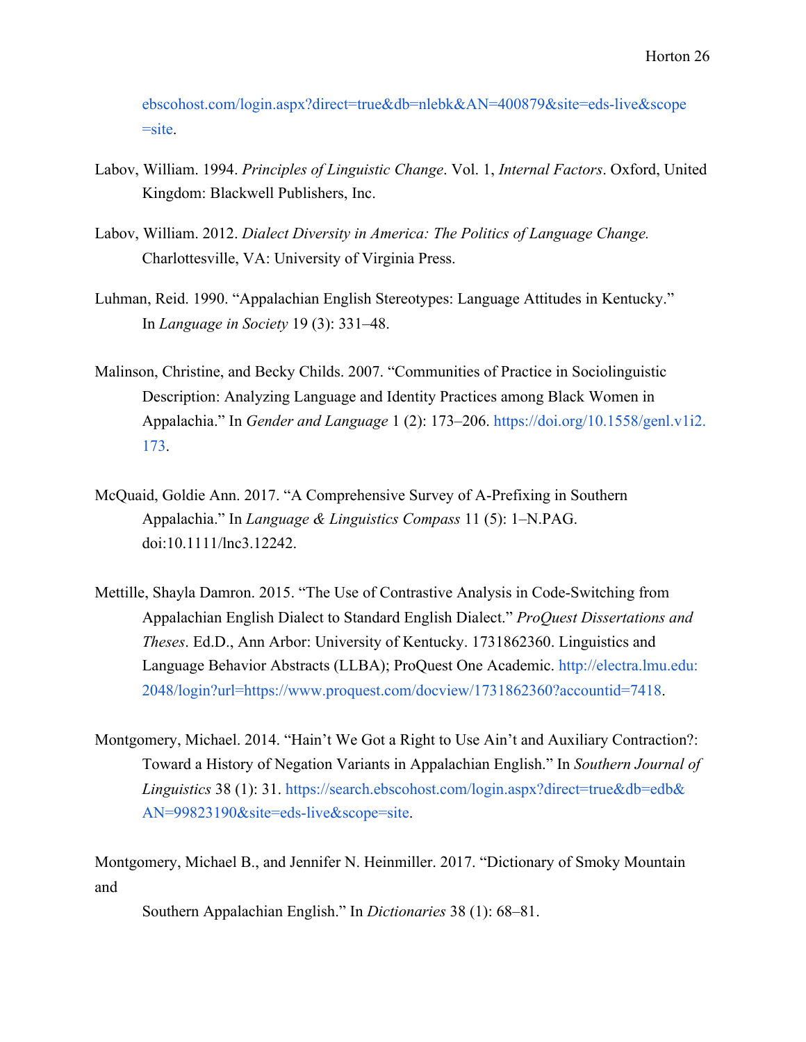ebscohost.com/login.aspx?direct=true&db=nlebk&AN=400879&site=eds-live&scope=site.

Labov, William. 1994. *Principles of Linguistic Change*. Vol. 1, *Internal Factors*. Oxford, United Kingdom: Blackwell Publishers, Inc.

Labov, William. 2012. *Dialect Diversity in America: The Politics of Language Change.* Charlottesville, VA: University of Virginia Press.

Luhman, Reid. 1990. "Appalachian English Stereotypes: Language Attitudes in Kentucky." In *Language in Society* 19 (3): 331–48.

Malinson, Christine, and Becky Childs. 2007. "Communities of Practice in Sociolinguistic Description: Analyzing Language and Identity Practices among Black Women in Appalachia." In *Gender and Language* 1 (2): 173–206. https://doi.org/10.1558/genl.v1i2.173.

McQuaid, Goldie Ann. 2017. "A Comprehensive Survey of A-Prefixing in Southern Appalachia." In *Language & Linguistics Compass* 11 (5): 1–N.PAG. doi:10.1111/lnc3.12242.

Mettille, Shayla Damron. 2015. "The Use of Contrastive Analysis in Code-Switching from Appalachian English Dialect to Standard English Dialect." *ProQuest Dissertations and Theses*. Ed.D., Ann Arbor: University of Kentucky. 1731862360. Linguistics and Language Behavior Abstracts (LLBA); ProQuest One Academic. http://electra.lmu.edu:2048/login?url=https://www.proquest.com/docview/1731862360?accountid=7418.

Montgomery, Michael. 2014. "Hain't We Got a Right to Use Ain't and Auxiliary Contraction?: Toward a History of Negation Variants in Appalachian English." In *Southern Journal of Linguistics* 38 (1): 31. https://search.ebscohost.com/login.aspx?direct=true&db=edb&AN=99823190&site=eds-live&scope=site.

Montgomery, Michael B., and Jennifer N. Heinmiller. 2017. "Dictionary of Smoky Mountain and Southern Appalachian English." In *Dictionaries* 38 (1): 68–81.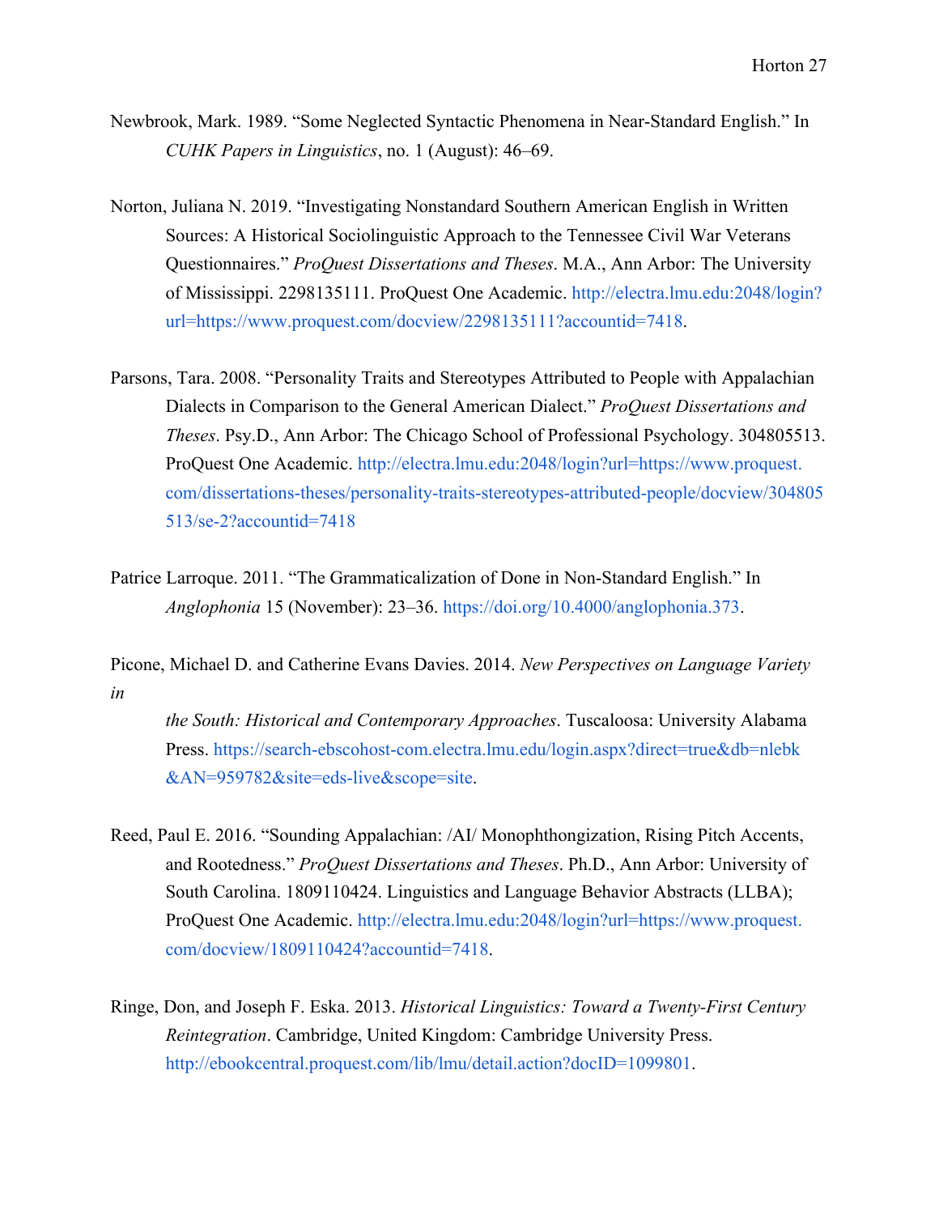Newbrook, Mark. 1989. "Some Neglected Syntactic Phenomena in Near-Standard English." In *CUHK Papers in Linguistics*, no. 1 (August): 46–69.

Norton, Juliana N. 2019. "Investigating Nonstandard Southern American English in Written Sources: A Historical Sociolinguistic Approach to the Tennessee Civil War Veterans Questionnaires." *ProQuest Dissertations and Theses*. M.A., Ann Arbor: The University of Mississippi. 2298135111. ProQuest One Academic. http://electra.lmu.edu:2048/login?url=https://www.proquest.com/docview/2298135111?accountid=7418.

Parsons, Tara. 2008. "Personality Traits and Stereotypes Attributed to People with Appalachian Dialects in Comparison to the General American Dialect." *ProQuest Dissertations and Theses*. Psy.D., Ann Arbor: The Chicago School of Professional Psychology. 304805513. ProQuest One Academic. http://electra.lmu.edu:2048/login?url=https://www.proquest.com/dissertations-theses/personality-traits-stereotypes-attributed-people/docview/304805513/se-2?accountid=7418

Patrice Larroque. 2011. "The Grammaticalization of Done in Non-Standard English." In *Anglophonia* 15 (November): 23–36. https://doi.org/10.4000/anglophonia.373.

Picone, Michael D. and Catherine Evans Davies. 2014. *New Perspectives on Language Variety in the South: Historical and Contemporary Approaches*. Tuscaloosa: University Alabama Press. https://search-ebscohost-com.electra.lmu.edu/login.aspx?direct=true&db=nlebk&AN=959782&site=eds-live&scope=site.

Reed, Paul E. 2016. "Sounding Appalachian: /AI/ Monophthongization, Rising Pitch Accents, and Rootedness." *ProQuest Dissertations and Theses*. Ph.D., Ann Arbor: University of South Carolina. 1809110424. Linguistics and Language Behavior Abstracts (LLBA); ProQuest One Academic. http://electra.lmu.edu:2048/login?url=https://www.proquest.com/docview/1809110424?accountid=7418.

Ringe, Don, and Joseph F. Eska. 2013. *Historical Linguistics: Toward a Twenty-First Century Reintegration*. Cambridge, United Kingdom: Cambridge University Press. http://ebookcentral.proquest.com/lib/lmu/detail.action?docID=1099801.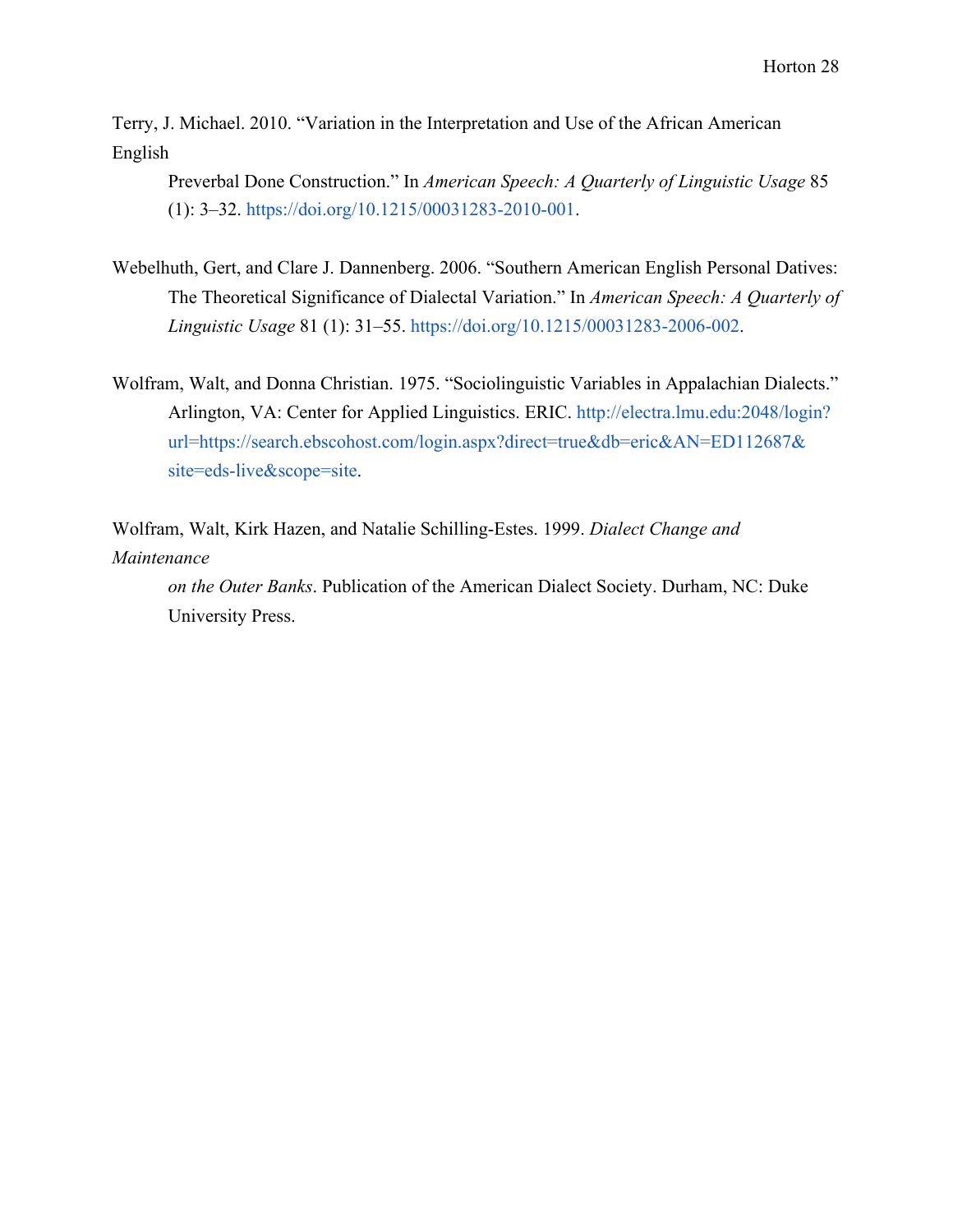Terry, J. Michael. 2010. "Variation in the Interpretation and Use of the African American English Preverbal Done Construction." In *American Speech: A Quarterly of Linguistic Usage* 85 (1): 3–32. https://doi.org/10.1215/00031283-2010-001.

Webelhuth, Gert, and Clare J. Dannenberg. 2006. "Southern American English Personal Datives: The Theoretical Significance of Dialectal Variation." In *American Speech: A Quarterly of Linguistic Usage* 81 (1): 31–55. https://doi.org/10.1215/00031283-2006-002.

Wolfram, Walt, and Donna Christian. 1975. "Sociolinguistic Variables in Appalachian Dialects." Arlington, VA: Center for Applied Linguistics. ERIC. http://electra.lmu.edu:2048/login?url=https://search.ebscohost.com/login.aspx?direct=true&db=eric&AN=ED112687&site=eds-live&scope=site.

Wolfram, Walt, Kirk Hazen, and Natalie Schilling-Estes. 1999. *Dialect Change and Maintenance on the Outer Banks*. Publication of the American Dialect Society. Durham, NC: Duke University Press.